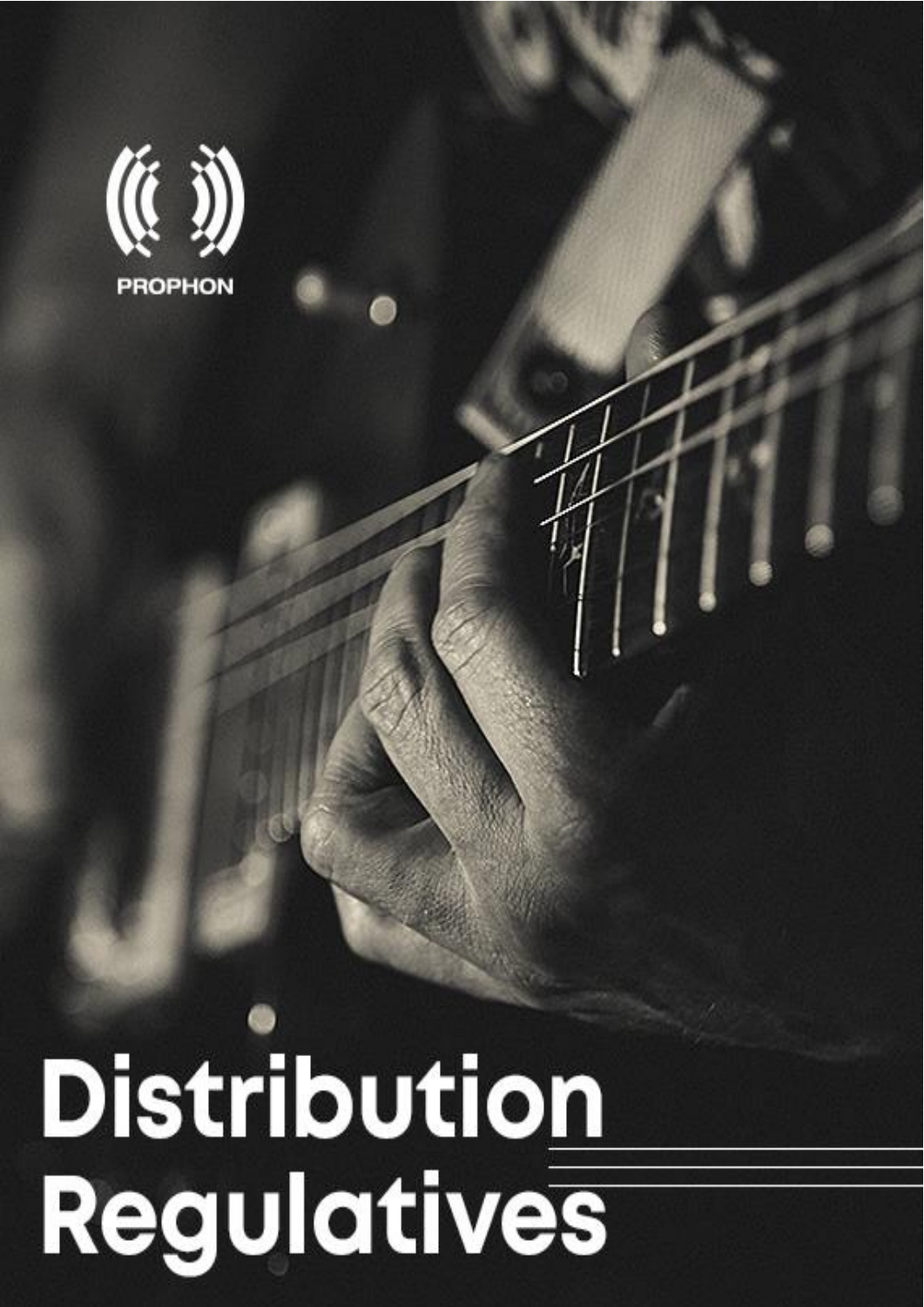PROPHON

# Distribution Regulatives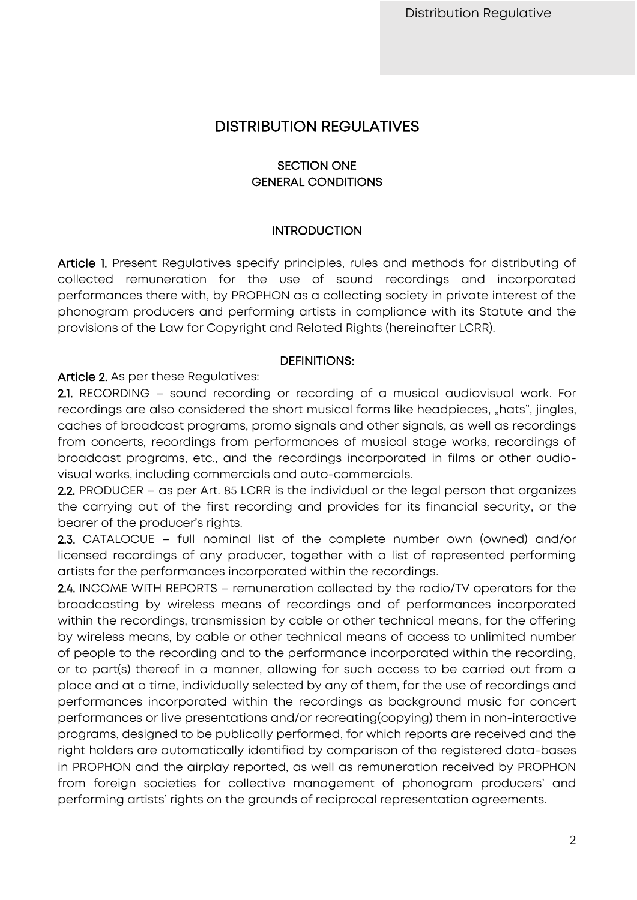# DISTRIBUTION REGULATIVES

## SECTION ONE
## GENERAL CONDITIONS

### INTRODUCTION

**Article 1.** Present Regulatives specify principles, rules and methods for distributing of collected remuneration for the use of sound recordings and incorporated performances there with, by PROPHON as a collecting society in private interest of the phonogram producers and performing artists in compliance with its Statute and the provisions of the Law for Copyright and Related Rights (hereinafter LCRR).

### DEFINITIONS:

**Article 2.** As per these Regulatives:

**2.1.** RECORDING – sound recording or recording of a musical audiovisual work. For recordings are also considered the short musical forms like headpieces, „hats", jingles, caches of broadcast programs, promo signals and other signals, as well as recordings from concerts, recordings from performances of musical stage works, recordings of broadcast programs, etc., and the recordings incorporated in films or other audio-visual works, including commercials and auto-commercials.

**2.2.** PRODUCER – as per Art. 85 LCRR is the individual or the legal person that organizes the carrying out of the first recording and provides for its financial security, or the bearer of the producer's rights.

**2.3.** CATALOCUE – full nominal list of the complete number own (owned) and/or licensed recordings of any producer, together with a list of represented performing artists for the performances incorporated within the recordings.

**2.4.** INCOME WITH REPORTS – remuneration collected by the radio/TV operators for the broadcasting by wireless means of recordings and of performances incorporated within the recordings, transmission by cable or other technical means, for the offering by wireless means, by cable or other technical means of access to unlimited number of people to the recording and to the performance incorporated within the recording, or to part(s) thereof in a manner, allowing for such access to be carried out from a place and at a time, individually selected by any of them, for the use of recordings and performances incorporated within the recordings as background music for concert performances or live presentations and/or recreating(copying) them in non-interactive programs, designed to be publically performed, for which reports are received and the right holders are automatically identified by comparison of the registered data-bases in PROPHON and the airplay reported, as well as remuneration received by PROPHON from foreign societies for collective management of phonogram producers' and performing artists' rights on the grounds of reciprocal representation agreements.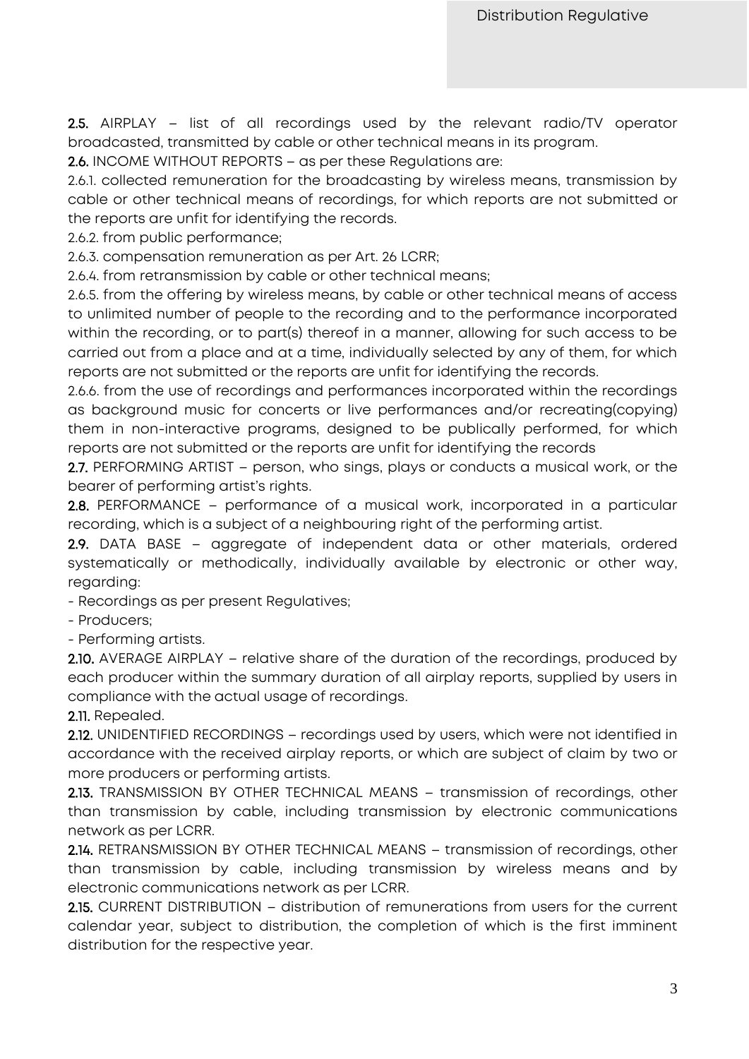**2.5.** AIRPLAY – list of all recordings used by the relevant radio/TV operator broadcasted, transmitted by cable or other technical means in its program.

**2.6.** INCOME WITHOUT REPORTS – as per these Regulations are:

2.6.1. collected remuneration for the broadcasting by wireless means, transmission by cable or other technical means of recordings, for which reports are not submitted or the reports are unfit for identifying the records.

2.6.2. from public performance;

2.6.3. compensation remuneration as per Art. 26 LCRR;

2.6.4. from retransmission by cable or other technical means;

2.6.5. from the offering by wireless means, by cable or other technical means of access to unlimited number of people to the recording and to the performance incorporated within the recording, or to part(s) thereof in a manner, allowing for such access to be carried out from a place and at a time, individually selected by any of them, for which reports are not submitted or the reports are unfit for identifying the records.

2.6.6. from the use of recordings and performances incorporated within the recordings as background music for concerts or live performances and/or recreating(copying) them in non-interactive programs, designed to be publically performed, for which reports are not submitted or the reports are unfit for identifying the records

**2.7.** PERFORMING ARTIST – person, who sings, plays or conducts a musical work, or the bearer of performing artist's rights.

**2.8.** PERFORMANCE – performance of a musical work, incorporated in a particular recording, which is a subject of a neighbouring right of the performing artist.

**2.9.** DATA BASE – aggregate of independent data or other materials, ordered systematically or methodically, individually available by electronic or other way, regarding:

- Recordings as per present Regulatives;
- Producers;
- Performing artists.

**2.10.** AVERAGE AIRPLAY – relative share of the duration of the recordings, produced by each producer within the summary duration of all airplay reports, supplied by users in compliance with the actual usage of recordings.

**2.11.** Repealed.

**2.12.** UNIDENTIFIED RECORDINGS – recordings used by users, which were not identified in accordance with the received airplay reports, or which are subject of claim by two or more producers or performing artists.

**2.13.** TRANSMISSION BY OTHER TECHNICAL MEANS – transmission of recordings, other than transmission by cable, including transmission by electronic communications network as per LCRR.

**2.14.** RETRANSMISSION BY OTHER TECHNICAL MEANS – transmission of recordings, other than transmission by cable, including transmission by wireless means and by electronic communications network as per LCRR.

**2.15.** CURRENT DISTRIBUTION – distribution of remunerations from users for the current calendar year, subject to distribution, the completion of which is the first imminent distribution for the respective year.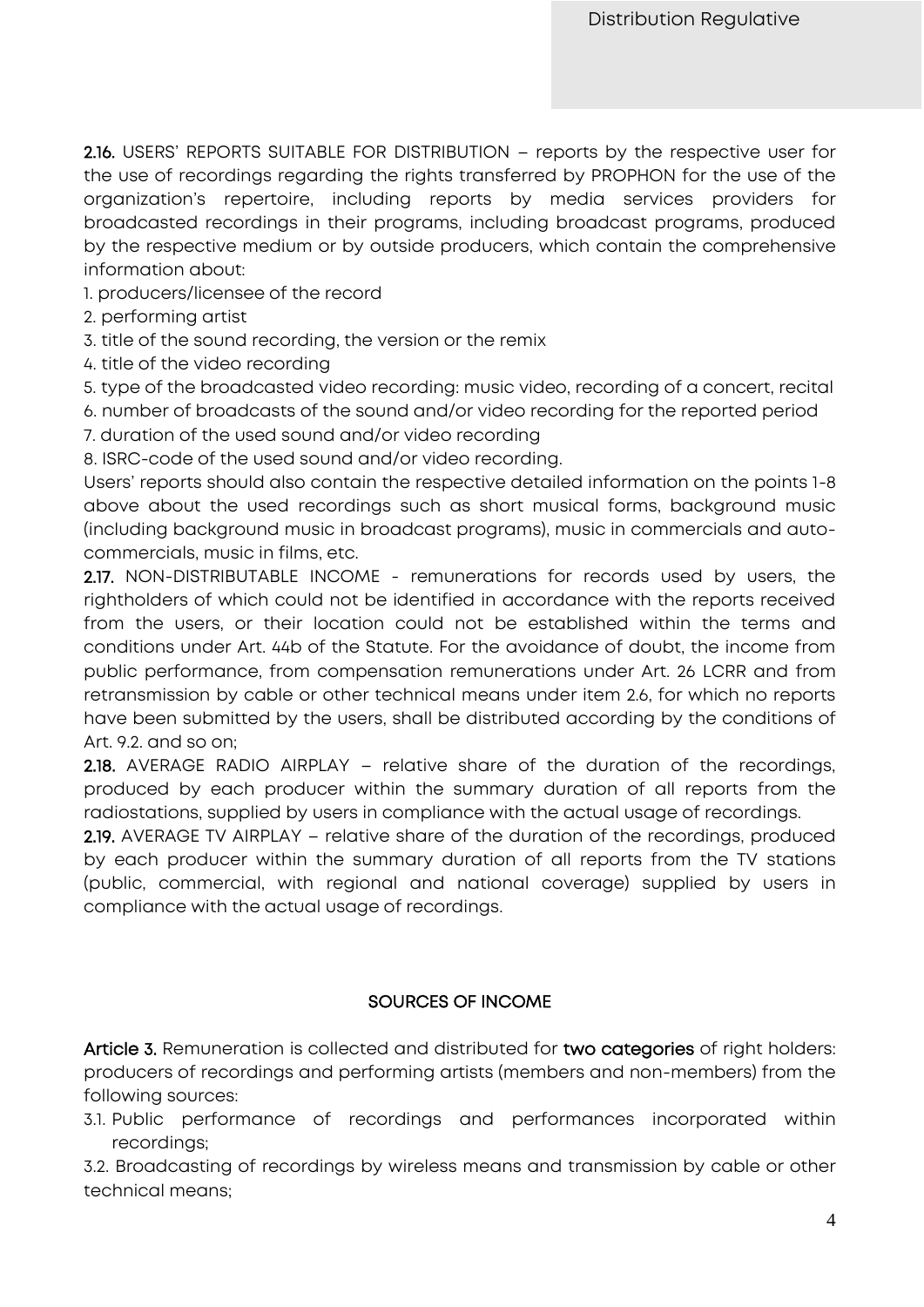**2.16.** USERS' REPORTS SUITABLE FOR DISTRIBUTION – reports by the respective user for the use of recordings regarding the rights transferred by PROPHON for the use of the organization's repertoire, including reports by media services providers for broadcasted recordings in their programs, including broadcast programs, produced by the respective medium or by outside producers, which contain the comprehensive information about:

1. producers/licensee of the record
2. performing artist
3. title of the sound recording, the version or the remix
4. title of the video recording
5. type of the broadcasted video recording: music video, recording of a concert, recital
6. number of broadcasts of the sound and/or video recording for the reported period
7. duration of the used sound and/or video recording
8. ISRC-code of the used sound and/or video recording.

Users' reports should also contain the respective detailed information on the points 1-8 above about the used recordings such as short musical forms, background music (including background music in broadcast programs), music in commercials and auto-commercials, music in films, etc.

**2.17.** NON-DISTRIBUTABLE INCOME - remunerations for records used by users, the rightholders of which could not be identified in accordance with the reports received from the users, or their location could not be established within the terms and conditions under Art. 44b of the Statute. For the avoidance of doubt, the income from public performance, from compensation remunerations under Art. 26 LCRR and from retransmission by cable or other technical means under item 2.6, for which no reports have been submitted by the users, shall be distributed according by the conditions of Art. 9.2. and so on;

**2.18.** AVERAGE RADIO AIRPLAY – relative share of the duration of the recordings, produced by each producer within the summary duration of all reports from the radiostations, supplied by users in compliance with the actual usage of recordings.

**2.19.** AVERAGE TV AIRPLAY – relative share of the duration of the recordings, produced by each producer within the summary duration of all reports from the TV stations (public, commercial, with regional and national coverage) supplied by users in compliance with the actual usage of recordings.

## SOURCES OF INCOME

**Article 3.** Remuneration is collected and distributed for **two categories** of right holders: producers of recordings and performing artists (members and non-members) from the following sources:

3.1. Public performance of recordings and performances incorporated within recordings;

3.2. Broadcasting of recordings by wireless means and transmission by cable or other technical means;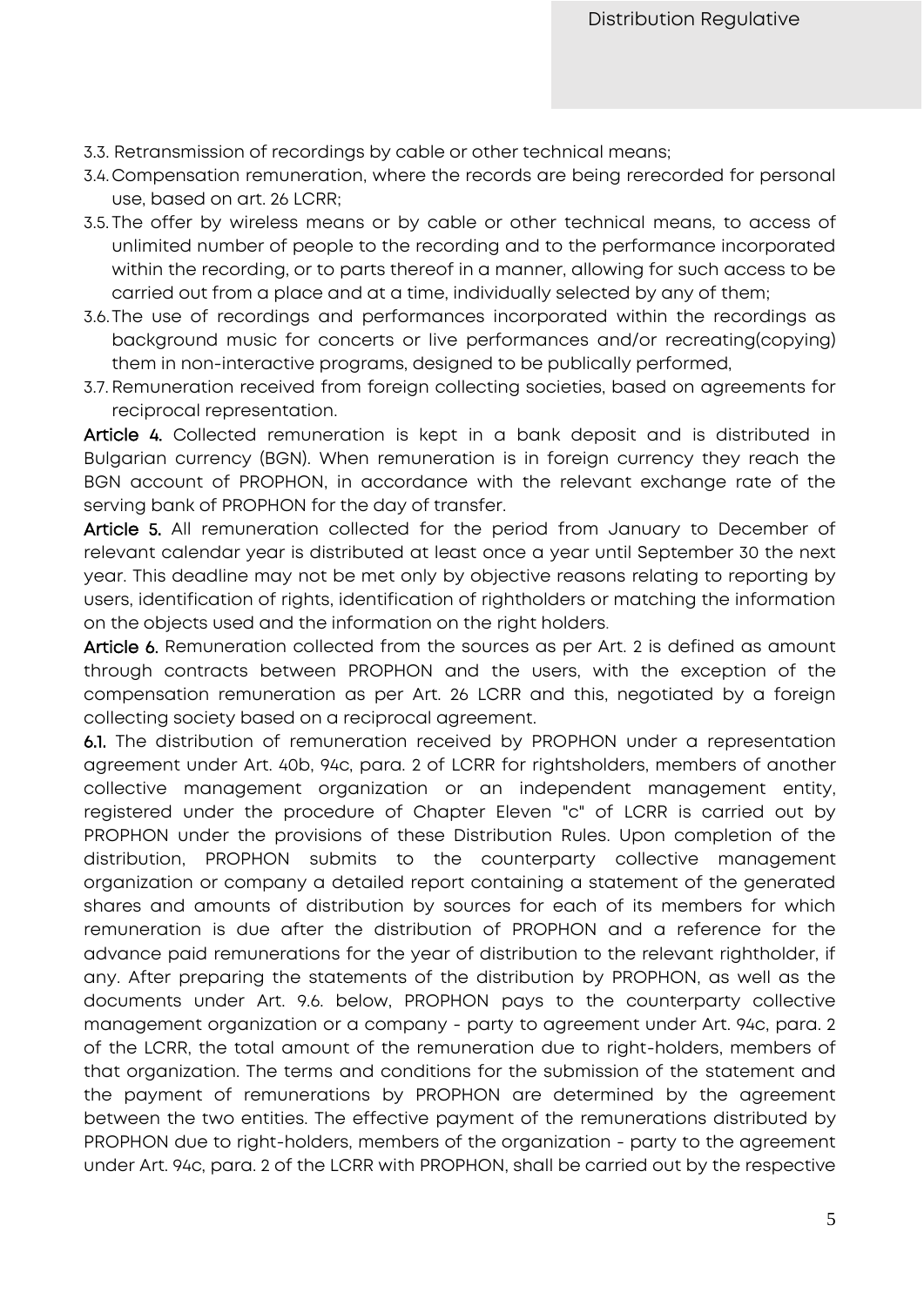3.3. Retransmission of recordings by cable or other technical means;

3.4. Compensation remuneration, where the records are being rerecorded for personal use, based on art. 26 LCRR;

3.5. The offer by wireless means or by cable or other technical means, to access of unlimited number of people to the recording and to the performance incorporated within the recording, or to parts thereof in a manner, allowing for such access to be carried out from a place and at a time, individually selected by any of them;

3.6. The use of recordings and performances incorporated within the recordings as background music for concerts or live performances and/or recreating(copying) them in non-interactive programs, designed to be publically performed,

3.7. Remuneration received from foreign collecting societies, based on agreements for reciprocal representation.

**Article 4.** Collected remuneration is kept in a bank deposit and is distributed in Bulgarian currency (BGN). When remuneration is in foreign currency they reach the BGN account of PROPHON, in accordance with the relevant exchange rate of the serving bank of PROPHON for the day of transfer.

**Article 5.** All remuneration collected for the period from January to December of relevant calendar year is distributed at least once a year until September 30 the next year. This deadline may not be met only by objective reasons relating to reporting by users, identification of rights, identification of rightholders or matching the information on the objects used and the information on the right holders.

**Article 6.** Remuneration collected from the sources as per Art. 2 is defined as amount through contracts between PROPHON and the users, with the exception of the compensation remuneration as per Art. 26 LCRR and this, negotiated by a foreign collecting society based on a reciprocal agreement.

**6.1.** The distribution of remuneration received by PROPHON under a representation agreement under Art. 40b, 94c, para. 2 of LCRR for rightsholders, members of another collective management organization or an independent management entity, registered under the procedure of Chapter Eleven "c" of LCRR is carried out by PROPHON under the provisions of these Distribution Rules. Upon completion of the distribution, PROPHON submits to the counterparty collective management organization or company a detailed report containing a statement of the generated shares and amounts of distribution by sources for each of its members for which remuneration is due after the distribution of PROPHON and a reference for the advance paid remunerations for the year of distribution to the relevant rightholder, if any. After preparing the statements of the distribution by PROPHON, as well as the documents under Art. 9.6. below, PROPHON pays to the counterparty collective management organization or a company - party to agreement under Art. 94c, para. 2 of the LCRR, the total amount of the remuneration due to right-holders, members of that organization. The terms and conditions for the submission of the statement and the payment of remunerations by PROPHON are determined by the agreement between the two entities. The effective payment of the remunerations distributed by PROPHON due to right-holders, members of the organization - party to the agreement under Art. 94c, para. 2 of the LCRR with PROPHON, shall be carried out by the respective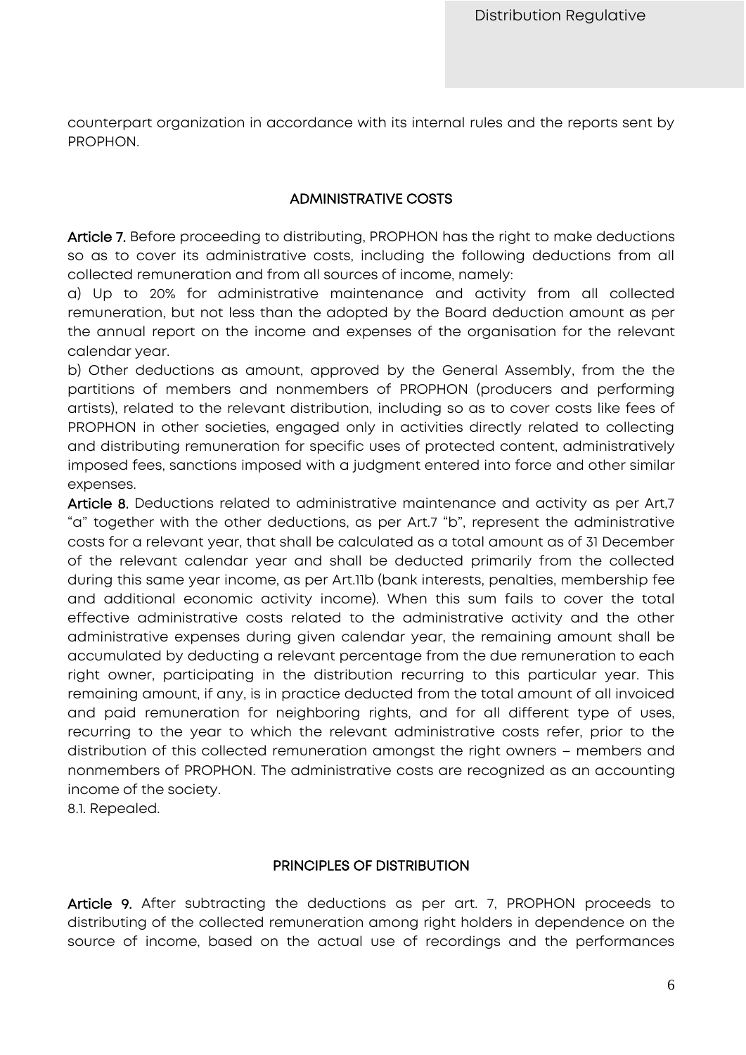counterpart organization in accordance with its internal rules and the reports sent by PROPHON.

## ADMINISTRATIVE COSTS

**Article 7.** Before proceeding to distributing, PROPHON has the right to make deductions so as to cover its administrative costs, including the following deductions from all collected remuneration and from all sources of income, namely:

a) Up to 20% for administrative maintenance and activity from all collected remuneration, but not less than the adopted by the Board deduction amount as per the annual report on the income and expenses of the organisation for the relevant calendar year.

b) Other deductions as amount, approved by the General Assembly, from the the partitions of members and nonmembers of PROPHON (producers and performing artists), related to the relevant distribution, including so as to cover costs like fees of PROPHON in other societies, engaged only in activities directly related to collecting and distributing remuneration for specific uses of protected content, administratively imposed fees, sanctions imposed with a judgment entered into force and other similar expenses.

**Article 8.** Deductions related to administrative maintenance and activity as per Art,7 "a" together with the other deductions, as per Art.7 "b", represent the administrative costs for a relevant year, that shall be calculated as a total amount as of 31 December of the relevant calendar year and shall be deducted primarily from the collected during this same year income, as per Art.11b (bank interests, penalties, membership fee and additional economic activity income). When this sum fails to cover the total effective administrative costs related to the administrative activity and the other administrative expenses during given calendar year, the remaining amount shall be accumulated by deducting a relevant percentage from the due remuneration to each right owner, participating in the distribution recurring to this particular year. This remaining amount, if any, is in practice deducted from the total amount of all invoiced and paid remuneration for neighboring rights, and for all different type of uses, recurring to the year to which the relevant administrative costs refer, prior to the distribution of this collected remuneration amongst the right owners – members and nonmembers of PROPHON. The administrative costs are recognized as an accounting income of the society.

8.1. Repealed.

## PRINCIPLES OF DISTRIBUTION

**Article 9.** After subtracting the deductions as per art. 7, PROPHON proceeds to distributing of the collected remuneration among right holders in dependence on the source of income, based on the actual use of recordings and the performances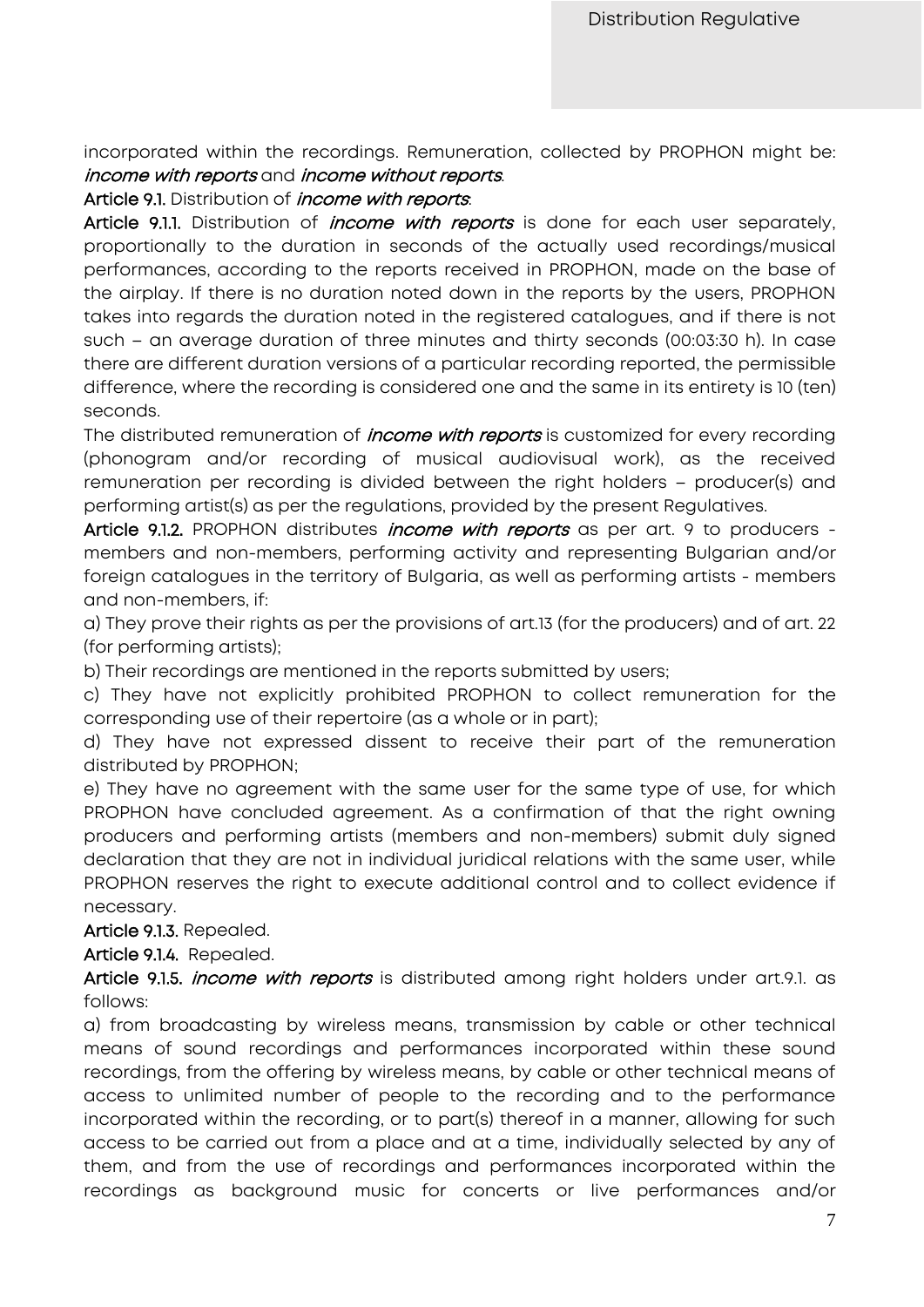incorporated within the recordings. Remuneration, collected by PROPHON might be: *income with reports* and *income without reports*.

**Article 9.1.** Distribution of *income with reports*:

**Article 9.1.1.** Distribution of *income with reports* is done for each user separately, proportionally to the duration in seconds of the actually used recordings/musical performances, according to the reports received in PROPHON, made on the base of the airplay. If there is no duration noted down in the reports by the users, PROPHON takes into regards the duration noted in the registered catalogues, and if there is not such – an average duration of three minutes and thirty seconds (00:03:30 h). In case there are different duration versions of a particular recording reported, the permissible difference, where the recording is considered one and the same in its entirety is 10 (ten) seconds.

The distributed remuneration of *income with reports* is customized for every recording (phonogram and/or recording of musical audiovisual work), as the received remuneration per recording is divided between the right holders – producer(s) and performing artist(s) as per the regulations, provided by the present Regulatives.

**Article 9.1.2.** PROPHON distributes *income with reports* as per art. 9 to producers - members and non-members, performing activity and representing Bulgarian and/or foreign catalogues in the territory of Bulgaria, as well as performing artists - members and non-members, if:

a) They prove their rights as per the provisions of art.13 (for the producers) and of art. 22 (for performing artists);

b) Their recordings are mentioned in the reports submitted by users;

c) They have not explicitly prohibited PROPHON to collect remuneration for the corresponding use of their repertoire (as a whole or in part);

d) They have not expressed dissent to receive their part of the remuneration distributed by PROPHON;

e) They have no agreement with the same user for the same type of use, for which PROPHON have concluded agreement. As a confirmation of that the right owning producers and performing artists (members and non-members) submit duly signed declaration that they are not in individual juridical relations with the same user, while PROPHON reserves the right to execute additional control and to collect evidence if necessary.

**Article 9.1.3.** Repealed.

**Article 9.1.4.** Repealed.

**Article 9.1.5.** *income with reports* is distributed among right holders under art.9.1. as follows:

a) from broadcasting by wireless means, transmission by cable or other technical means of sound recordings and performances incorporated within these sound recordings, from the offering by wireless means, by cable or other technical means of access to unlimited number of people to the recording and to the performance incorporated within the recording, or to part(s) thereof in a manner, allowing for such access to be carried out from a place and at a time, individually selected by any of them, and from the use of recordings and performances incorporated within the recordings as background music for concerts or live performances and/or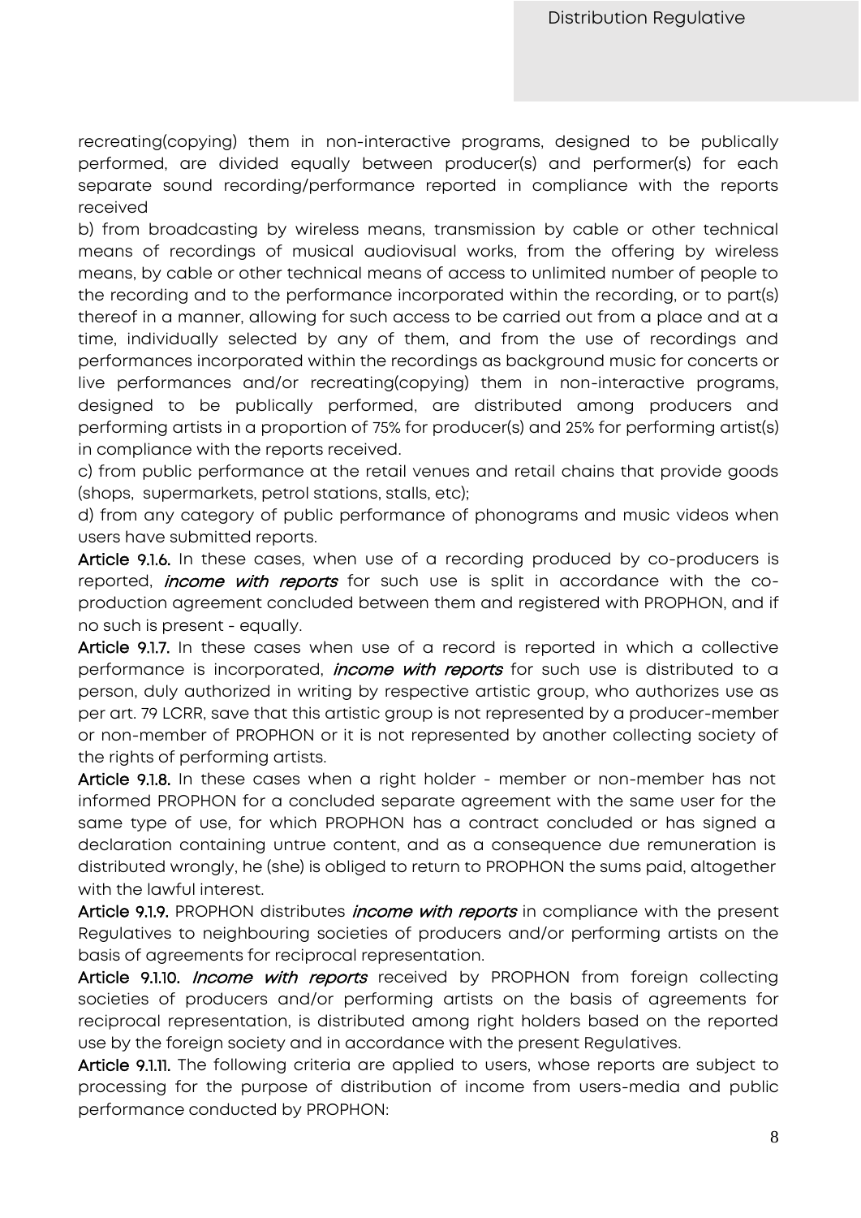recreating(copying) them in non-interactive programs, designed to be publically performed, are divided equally between producer(s) and performer(s) for each separate sound recording/performance reported in compliance with the reports received

b) from broadcasting by wireless means, transmission by cable or other technical means of recordings of musical audiovisual works, from the offering by wireless means, by cable or other technical means of access to unlimited number of people to the recording and to the performance incorporated within the recording, or to part(s) thereof in a manner, allowing for such access to be carried out from a place and at a time, individually selected by any of them, and from the use of recordings and performances incorporated within the recordings as background music for concerts or live performances and/or recreating(copying) them in non-interactive programs, designed to be publically performed, are distributed among producers and performing artists in a proportion of 75% for producer(s) and 25% for performing artist(s) in compliance with the reports received.

c) from public performance at the retail venues and retail chains that provide goods (shops, supermarkets, petrol stations, stalls, etc);

d) from any category of public performance of phonograms and music videos when users have submitted reports.

**Article 9.1.6.** In these cases, when use of a recording produced by co-producers is reported, *income with reports* for such use is split in accordance with the co-production agreement concluded between them and registered with PROPHON, and if no such is present - equally.

**Article 9.1.7.** In these cases when use of a record is reported in which a collective performance is incorporated, *income with reports* for such use is distributed to a person, duly authorized in writing by respective artistic group, who authorizes use as per art. 79 LCRR, save that this artistic group is not represented by a producer-member or non-member of PROPHON or it is not represented by another collecting society of the rights of performing artists.

**Article 9.1.8.** In these cases when a right holder - member or non-member has not informed PROPHON for a concluded separate agreement with the same user for the same type of use, for which PROPHON has a contract concluded or has signed a declaration containing untrue content, and as a consequence due remuneration is distributed wrongly, he (she) is obliged to return to PROPHON the sums paid, altogether with the lawful interest.

**Article 9.1.9.** PROPHON distributes *income with reports* in compliance with the present Regulatives to neighbouring societies of producers and/or performing artists on the basis of agreements for reciprocal representation.

**Article 9.1.10.** *Income with reports* received by PROPHON from foreign collecting societies of producers and/or performing artists on the basis of agreements for reciprocal representation, is distributed among right holders based on the reported use by the foreign society and in accordance with the present Regulatives.

**Article 9.1.11.** The following criteria are applied to users, whose reports are subject to processing for the purpose of distribution of income from users-media and public performance conducted by PROPHON: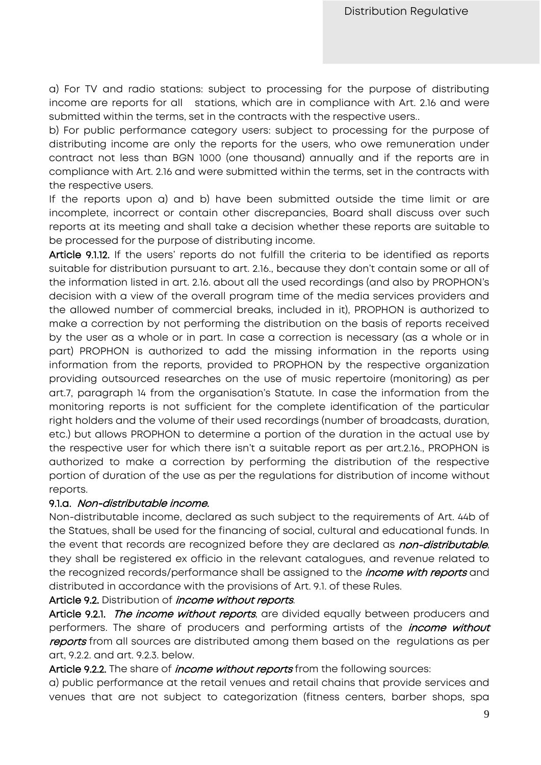a) For TV and radio stations: subject to processing for the purpose of distributing income are reports for all stations, which are in compliance with Art. 2.16 and were submitted within the terms, set in the contracts with the respective users..

b) For public performance category users: subject to processing for the purpose of distributing income are only the reports for the users, who owe remuneration under contract not less than BGN 1000 (one thousand) annually and if the reports are in compliance with Art. 2.16 and were submitted within the terms, set in the contracts with the respective users.

If the reports upon a) and b) have been submitted outside the time limit or are incomplete, incorrect or contain other discrepancies, Board shall discuss over such reports at its meeting and shall take a decision whether these reports are suitable to be processed for the purpose of distributing income.

**Article 9.1.12.** If the users' reports do not fulfill the criteria to be identified as reports suitable for distribution pursuant to art. 2.16., because they don't contain some or all of the information listed in art. 2.16. about all the used recordings (and also by PROPHON's decision with a view of the overall program time of the media services providers and the allowed number of commercial breaks, included in it), PROPHON is authorized to make a correction by not performing the distribution on the basis of reports received by the user as a whole or in part. In case a correction is necessary (as a whole or in part) PROPHON is authorized to add the missing information in the reports using information from the reports, provided to PROPHON by the respective organization providing outsourced researches on the use of music repertoire (monitoring) as per art.7, paragraph 14 from the organisation's Statute. In case the information from the monitoring reports is not sufficient for the complete identification of the particular right holders and the volume of their used recordings (number of broadcasts, duration, etc.) but allows PROPHON to determine a portion of the duration in the actual use by the respective user for which there isn't a suitable report as per art.2.16., PROPHON is authorized to make a correction by performing the distribution of the respective portion of duration of the use as per the regulations for distribution of income without reports.

**9.1.a.** ***Non-distributable income.***

Non-distributable income, declared as such subject to the requirements of Art. 44b of the Statues, shall be used for the financing of social, cultural and educational funds. In the event that records are recognized before they are declared as ***non-distributable***, they shall be registered ex officio in the relevant catalogues, and revenue related to the recognized records/performance shall be assigned to the ***income with reports*** and distributed in accordance with the provisions of Art. 9.1. of these Rules.

**Article 9.2.** Distribution of ***income without reports***.

**Article 9.2.1.** ***The income without reports***, are divided equally between producers and performers. The share of producers and performing artists of the ***income without reports*** from all sources are distributed among them based on the regulations as per art, 9.2.2. and art. 9.2.3. below.

**Article 9.2.2.** The share of ***income without reports*** from the following sources:

a) public performance at the retail venues and retail chains that provide services and venues that are not subject to categorization (fitness centers, barber shops, spa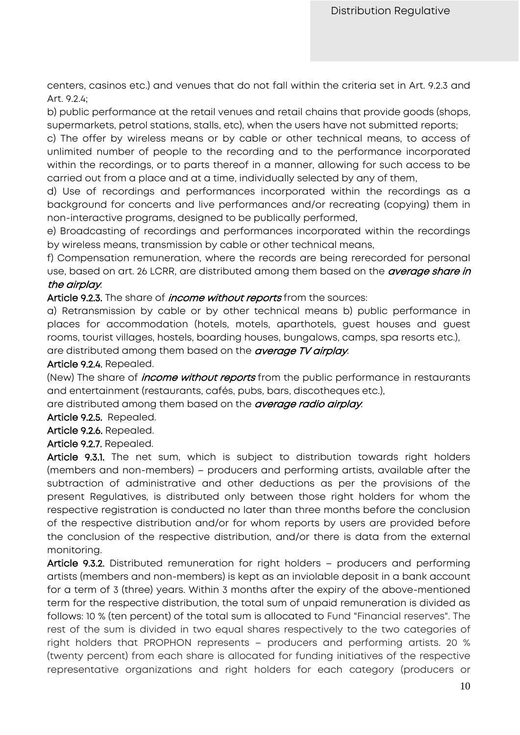centers, casinos etc.) and venues that do not fall within the criteria set in Art. 9.2.3 and Art. 9.2.4;

b) public performance at the retail venues and retail chains that provide goods (shops, supermarkets, petrol stations, stalls, etc), when the users have not submitted reports;

c) The offer by wireless means or by cable or other technical means, to access of unlimited number of people to the recording and to the performance incorporated within the recordings, or to parts thereof in a manner, allowing for such access to be carried out from a place and at a time, individually selected by any of them,

d) Use of recordings and performances incorporated within the recordings as a background for concerts and live performances and/or recreating (copying) them in non-interactive programs, designed to be publically performed,

e) Broadcasting of recordings and performances incorporated within the recordings by wireless means, transmission by cable or other technical means,

f) Compensation remuneration, where the records are being rerecorded for personal use, based on art. 26 LCRR, are distributed among them based on the ***average share in the airplay***.

**Article 9.2.3.** The share of ***income without reports*** from the sources:

a) Retransmission by cable or by other technical means b) public performance in places for accommodation (hotels, motels, aparthotels, guest houses and guest rooms, tourist villages, hostels, boarding houses, bungalows, camps, spa resorts etc.), are distributed among them based on the ***average TV airplay***.

**Article 9.2.4.** Repealed.

(New) The share of ***income without reports*** from the public performance in restaurants and entertainment (restaurants, cafés, pubs, bars, discotheques etc.),

are distributed among them based on the ***average radio airplay***.

**Article 9.2.5.** Repealed.

**Article 9.2.6.** Repealed.

**Article 9.2.7.** Repealed.

**Article 9.3.1.** The net sum, which is subject to distribution towards right holders (members and non-members) – producers and performing artists, available after the subtraction of administrative and other deductions as per the provisions of the present Regulatives, is distributed only between those right holders for whom the respective registration is conducted no later than three months before the conclusion of the respective distribution and/or for whom reports by users are provided before the conclusion of the respective distribution, and/or there is data from the external monitoring.

**Article 9.3.2.** Distributed remuneration for right holders – producers and performing artists (members and non-members) is kept as an inviolable deposit in a bank account for a term of 3 (three) years. Within 3 months after the expiry of the above-mentioned term for the respective distribution, the total sum of unpaid remuneration is divided as follows: 10 % (ten percent) of the total sum is allocated to Fund "Financial reserves". The rest of the sum is divided in two equal shares respectively to the two categories of right holders that PROPHON represents – producers and performing artists. 20 % (twenty percent) from each share is allocated for funding initiatives of the respective representative organizations and right holders for each category (producers or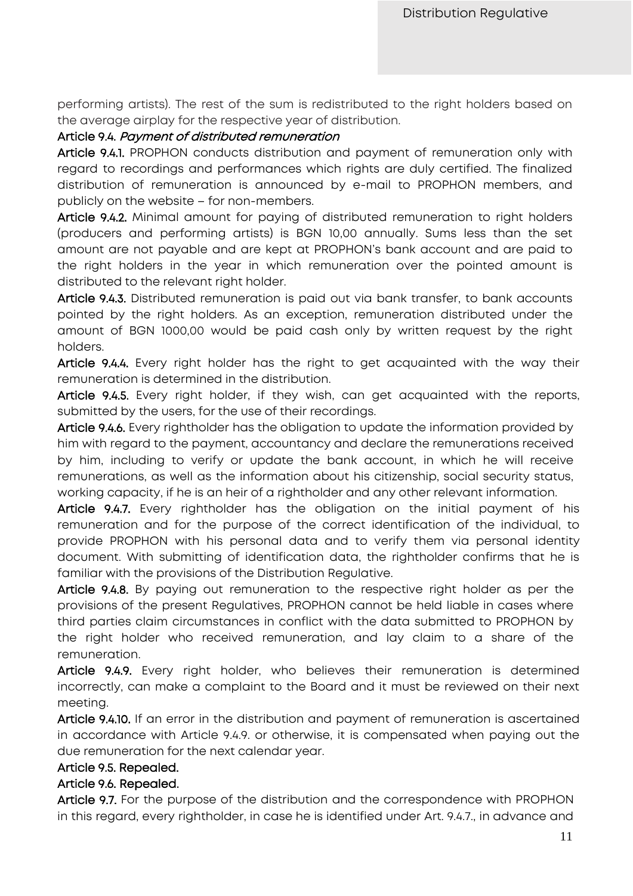performing artists). The rest of the sum is redistributed to the right holders based on the average airplay for the respective year of distribution.

**Article 9.4.** ***Payment of distributed remuneration***

**Article 9.4.1.** PROPHON conducts distribution and payment of remuneration only with regard to recordings and performances which rights are duly certified. The finalized distribution of remuneration is announced by e-mail to PROPHON members, and publicly on the website – for non-members.

**Article 9.4.2.** Minimal amount for paying of distributed remuneration to right holders (producers and performing artists) is BGN 10,00 annually. Sums less than the set amount are not payable and are kept at PROPHON's bank account and are paid to the right holders in the year in which remuneration over the pointed amount is distributed to the relevant right holder.

**Article 9.4.3.** Distributed remuneration is paid out via bank transfer, to bank accounts pointed by the right holders. As an exception, remuneration distributed under the amount of BGN 1000,00 would be paid cash only by written request by the right holders.

**Article 9.4.4.** Every right holder has the right to get acquainted with the way their remuneration is determined in the distribution.

**Article 9.4.5.** Every right holder, if they wish, can get acquainted with the reports, submitted by the users, for the use of their recordings.

**Article 9.4.6.** Every rightholder has the obligation to update the information provided by him with regard to the payment, accountancy and declare the remunerations received by him, including to verify or update the bank account, in which he will receive remunerations, as well as the information about his citizenship, social security status, working capacity, if he is an heir of a rightholder and any other relevant information.

**Article 9.4.7.** Every rightholder has the obligation on the initial payment of his remuneration and for the purpose of the correct identification of the individual, to provide PROPHON with his personal data and to verify them via personal identity document. With submitting of identification data, the rightholder confirms that he is familiar with the provisions of the Distribution Regulative.

**Article 9.4.8.** By paying out remuneration to the respective right holder as per the provisions of the present Regulatives, PROPHON cannot be held liable in cases where third parties claim circumstances in conflict with the data submitted to PROPHON by the right holder who received remuneration, and lay claim to a share of the remuneration.

**Article 9.4.9.** Every right holder, who believes their remuneration is determined incorrectly, can make a complaint to the Board and it must be reviewed on their next meeting.

**Article 9.4.10.** If an error in the distribution and payment of remuneration is ascertained in accordance with Article 9.4.9. or otherwise, it is compensated when paying out the due remuneration for the next calendar year.

**Article 9.5. Repealed.**

**Article 9.6. Repealed.**

**Article 9.7.** For the purpose of the distribution and the correspondence with PROPHON in this regard, every rightholder, in case he is identified under Art. 9.4.7., in advance and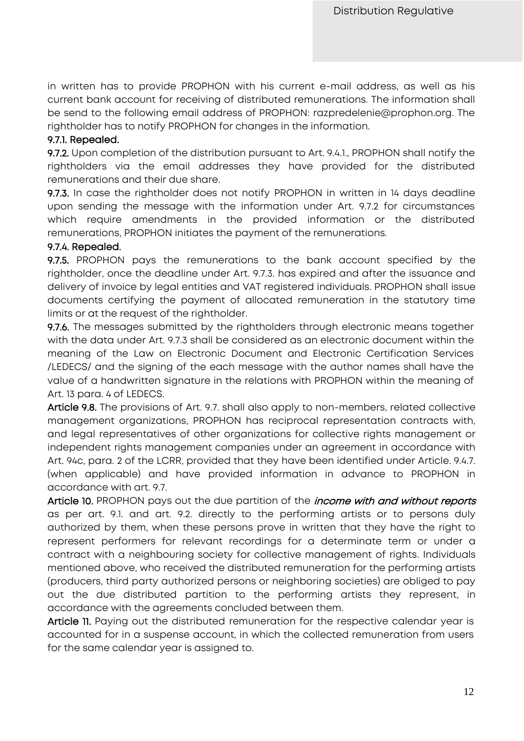in written has to provide PROPHON with his current e-mail address, as well as his current bank account for receiving of distributed remunerations. The information shall be send to the following email address of PROPHON: razpredelenie@prophon.org. The rightholder has to notify PROPHON for changes in the information.

**9.7.1. Repealed.**

**9.7.2.** Upon completion of the distribution pursuant to Art. 9.4.1., PROPHON shall notify the rightholders via the email addresses they have provided for the distributed remunerations and their due share.

**9.7.3.** In case the rightholder does not notify PROPHON in written in 14 days deadline upon sending the message with the information under Art. 9.7.2 for circumstances which require amendments in the provided information or the distributed remunerations, PROPHON initiates the payment of the remunerations.

**9.7.4. Repealed.**

**9.7.5.** PROPHON pays the remunerations to the bank account specified by the rightholder, once the deadline under Art. 9.7.3. has expired and after the issuance and delivery of invoice by legal entities and VAT registered individuals. PROPHON shall issue documents certifying the payment of allocated remuneration in the statutory time limits or at the request of the rightholder.

**9.7.6.** The messages submitted by the rightholders through electronic means together with the data under Art. 9.7.3 shall be considered as an electronic document within the meaning of the Law on Electronic Document and Electronic Certification Services /LEDECS/ and the signing of the each message with the author names shall have the value of a handwritten signature in the relations with PROPHON within the meaning of Art. 13 para. 4 of LEDECS.

**Article 9.8.** The provisions of Art. 9.7. shall also apply to non-members, related collective management organizations, PROPHON has reciprocal representation contracts with, and legal representatives of other organizations for collective rights management or independent rights management companies under an agreement in accordance with Art. 94c, para. 2 of the LCRR, provided that they have been identified under Article. 9.4.7. (when applicable) and have provided information in advance to PROPHON in accordance with art. 9.7.

**Article 10.** PROPHON pays out the due partition of the ***income with and without reports*** as per art. 9.1. and art. 9.2. directly to the performing artists or to persons duly authorized by them, when these persons prove in written that they have the right to represent performers for relevant recordings for a determinate term or under a contract with a neighbouring society for collective management of rights. Individuals mentioned above, who received the distributed remuneration for the performing artists (producers, third party authorized persons or neighboring societies) are obliged to pay out the due distributed partition to the performing artists they represent, in accordance with the agreements concluded between them.

**Article 11.** Paying out the distributed remuneration for the respective calendar year is accounted for in a suspense account, in which the collected remuneration from users for the same calendar year is assigned to.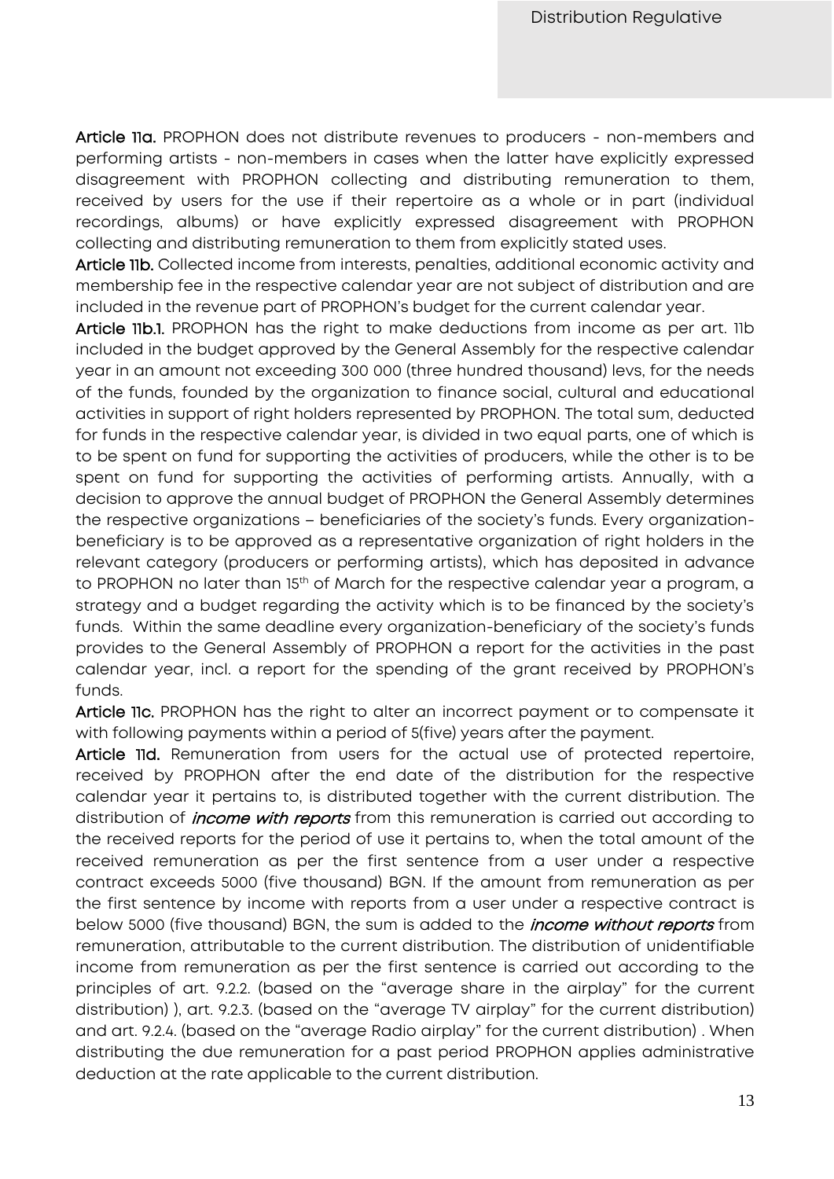**Article 11a.** PROPHON does not distribute revenues to producers - non-members and performing artists - non-members in cases when the latter have explicitly expressed disagreement with PROPHON collecting and distributing remuneration to them, received by users for the use if their repertoire as a whole or in part (individual recordings, albums) or have explicitly expressed disagreement with PROPHON collecting and distributing remuneration to them from explicitly stated uses.

**Article 11b.** Collected income from interests, penalties, additional economic activity and membership fee in the respective calendar year are not subject of distribution and are included in the revenue part of PROPHON's budget for the current calendar year.

**Article 11b.1.** PROPHON has the right to make deductions from income as per art. 11b included in the budget approved by the General Assembly for the respective calendar year in an amount not exceeding 300 000 (three hundred thousand) levs, for the needs of the funds, founded by the organization to finance social, cultural and educational activities in support of right holders represented by PROPHON. The total sum, deducted for funds in the respective calendar year, is divided in two equal parts, one of which is to be spent on fund for supporting the activities of producers, while the other is to be spent on fund for supporting the activities of performing artists. Annually, with a decision to approve the annual budget of PROPHON the General Assembly determines the respective organizations – beneficiaries of the society's funds. Every organization-beneficiary is to be approved as a representative organization of right holders in the relevant category (producers or performing artists), which has deposited in advance to PROPHON no later than 15th of March for the respective calendar year a program, a strategy and a budget regarding the activity which is to be financed by the society's funds. Within the same deadline every organization-beneficiary of the society's funds provides to the General Assembly of PROPHON a report for the activities in the past calendar year, incl. a report for the spending of the grant received by PROPHON's funds.

**Article 11c.** PROPHON has the right to alter an incorrect payment or to compensate it with following payments within a period of 5(five) years after the payment.

**Article 11d.** Remuneration from users for the actual use of protected repertoire, received by PROPHON after the end date of the distribution for the respective calendar year it pertains to, is distributed together with the current distribution. The distribution of ***income with reports*** from this remuneration is carried out according to the received reports for the period of use it pertains to, when the total amount of the received remuneration as per the first sentence from a user under a respective contract exceeds 5000 (five thousand) BGN. If the amount from remuneration as per the first sentence by income with reports from a user under a respective contract is below 5000 (five thousand) BGN, the sum is added to the ***income without reports*** from remuneration, attributable to the current distribution. The distribution of unidentifiable income from remuneration as per the first sentence is carried out according to the principles of art. 9.2.2. (based on the "average share in the airplay" for the current distribution) ), art. 9.2.3. (based on the "average TV airplay" for the current distribution) and art. 9.2.4. (based on the "average Radio airplay" for the current distribution) . When distributing the due remuneration for a past period PROPHON applies administrative deduction at the rate applicable to the current distribution.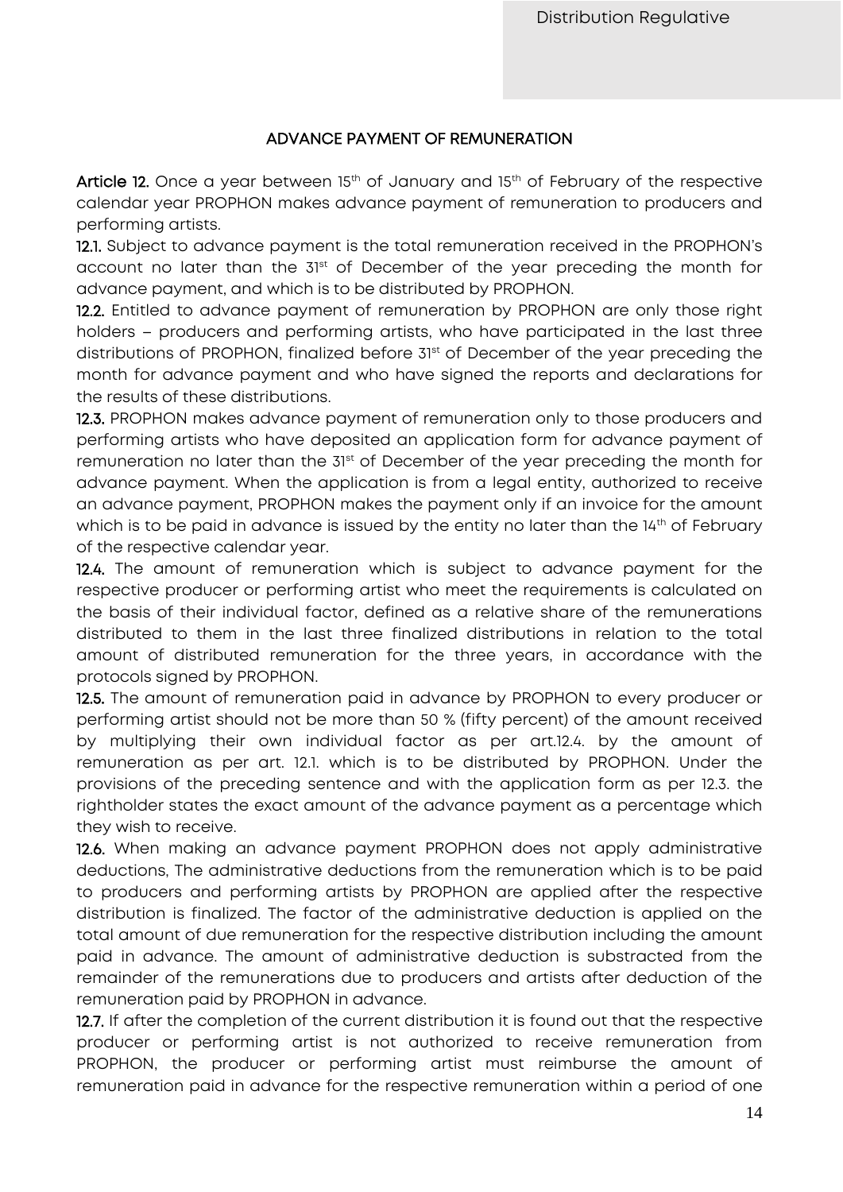## ADVANCE PAYMENT OF REMUNERATION

**Article 12.** Once a year between 15th of January and 15th of February of the respective calendar year PROPHON makes advance payment of remuneration to producers and performing artists.

**12.1.** Subject to advance payment is the total remuneration received in the PROPHON's account no later than the 31st of December of the year preceding the month for advance payment, and which is to be distributed by PROPHON.

**12.2.** Entitled to advance payment of remuneration by PROPHON are only those right holders – producers and performing artists, who have participated in the last three distributions of PROPHON, finalized before 31st of December of the year preceding the month for advance payment and who have signed the reports and declarations for the results of these distributions.

**12.3.** PROPHON makes advance payment of remuneration only to those producers and performing artists who have deposited an application form for advance payment of remuneration no later than the 31st of December of the year preceding the month for advance payment. When the application is from a legal entity, authorized to receive an advance payment, PROPHON makes the payment only if an invoice for the amount which is to be paid in advance is issued by the entity no later than the 14th of February of the respective calendar year.

**12.4.** The amount of remuneration which is subject to advance payment for the respective producer or performing artist who meet the requirements is calculated on the basis of their individual factor, defined as a relative share of the remunerations distributed to them in the last three finalized distributions in relation to the total amount of distributed remuneration for the three years, in accordance with the protocols signed by PROPHON.

**12.5.** The amount of remuneration paid in advance by PROPHON to every producer or performing artist should not be more than 50 % (fifty percent) of the amount received by multiplying their own individual factor as per art.12.4. by the amount of remuneration as per art. 12.1. which is to be distributed by PROPHON. Under the provisions of the preceding sentence and with the application form as per 12.3. the rightholder states the exact amount of the advance payment as a percentage which they wish to receive.

**12.6.** When making an advance payment PROPHON does not apply administrative deductions, The administrative deductions from the remuneration which is to be paid to producers and performing artists by PROPHON are applied after the respective distribution is finalized. The factor of the administrative deduction is applied on the total amount of due remuneration for the respective distribution including the amount paid in advance. The amount of administrative deduction is substracted from the remainder of the remunerations due to producers and artists after deduction of the remuneration paid by PROPHON in advance.

**12.7.** If after the completion of the current distribution it is found out that the respective producer or performing artist is not authorized to receive remuneration from PROPHON, the producer or performing artist must reimburse the amount of remuneration paid in advance for the respective remuneration within a period of one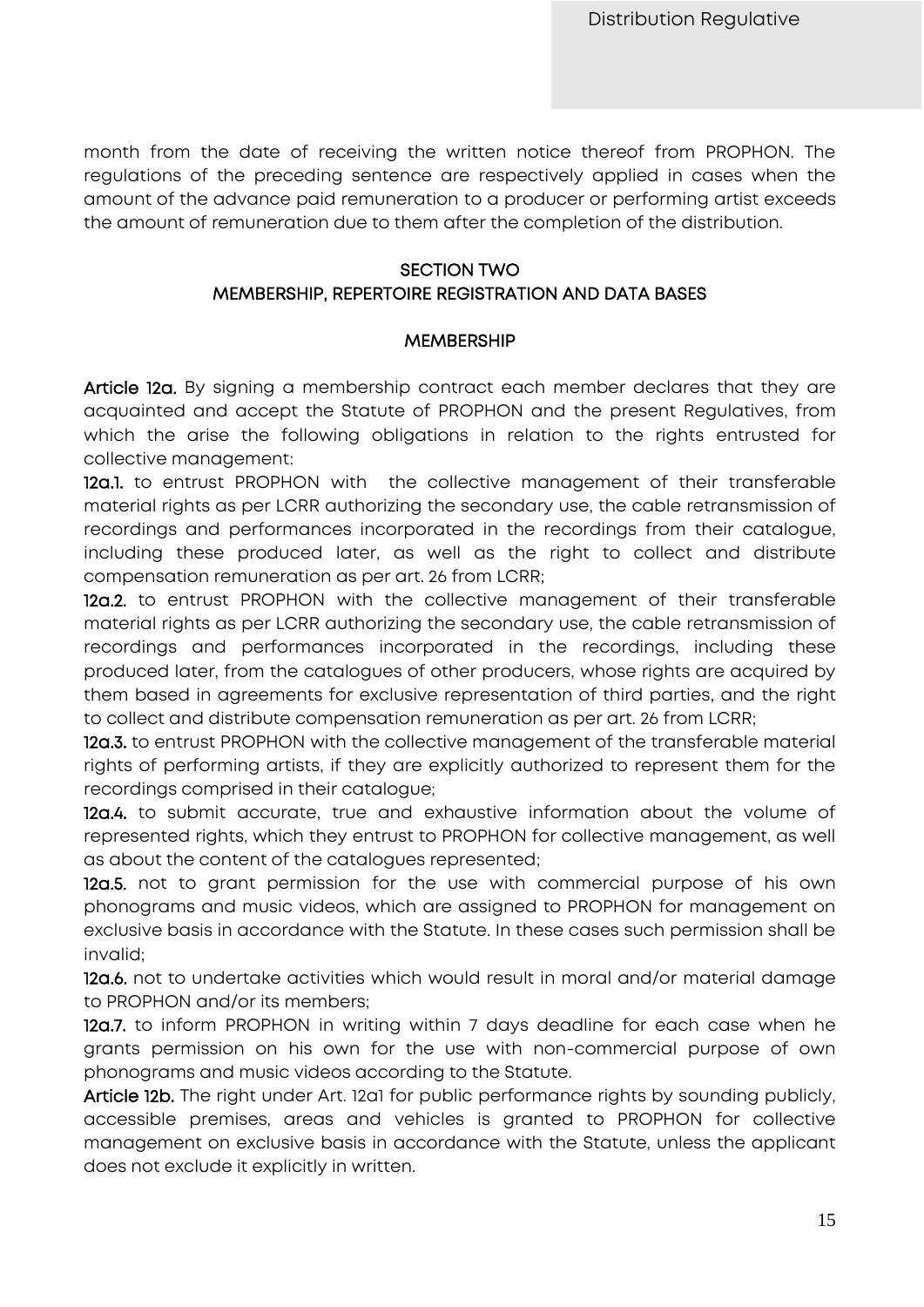month from the date of receiving the written notice thereof from PROPHON. The regulations of the preceding sentence are respectively applied in cases when the amount of the advance paid remuneration to a producer or performing artist exceeds the amount of remuneration due to them after the completion of the distribution.

## SECTION TWO
## MEMBERSHIP, REPERTOIRE REGISTRATION AND DATA BASES

### MEMBERSHIP

**Article 12a.** By signing a membership contract each member declares that they are acquainted and accept the Statute of PROPHON and the present Regulatives, from which the arise the following obligations in relation to the rights entrusted for collective management:

**12a.1.** to entrust PROPHON with the collective management of their transferable material rights as per LCRR authorizing the secondary use, the cable retransmission of recordings and performances incorporated in the recordings from their catalogue, including these produced later, as well as the right to collect and distribute compensation remuneration as per art. 26 from LCRR;

**12a.2.** to entrust PROPHON with the collective management of their transferable material rights as per LCRR authorizing the secondary use, the cable retransmission of recordings and performances incorporated in the recordings, including these produced later, from the catalogues of other producers, whose rights are acquired by them based in agreements for exclusive representation of third parties, and the right to collect and distribute compensation remuneration as per art. 26 from LCRR;

**12a.3.** to entrust PROPHON with the collective management of the transferable material rights of performing artists, if they are explicitly authorized to represent them for the recordings comprised in their catalogue;

**12a.4.** to submit accurate, true and exhaustive information about the volume of represented rights, which they entrust to PROPHON for collective management, as well as about the content of the catalogues represented;

**12a.5.** not to grant permission for the use with commercial purpose of his own phonograms and music videos, which are assigned to PROPHON for management on exclusive basis in accordance with the Statute. In these cases such permission shall be invalid;

**12a.6.** not to undertake activities which would result in moral and/or material damage to PROPHON and/or its members;

**12a.7.** to inform PROPHON in writing within 7 days deadline for each case when he grants permission on his own for the use with non-commercial purpose of own phonograms and music videos according to the Statute.

**Article 12b.** The right under Art. 12a1 for public performance rights by sounding publicly, accessible premises, areas and vehicles is granted to PROPHON for collective management on exclusive basis in accordance with the Statute, unless the applicant does not exclude it explicitly in written.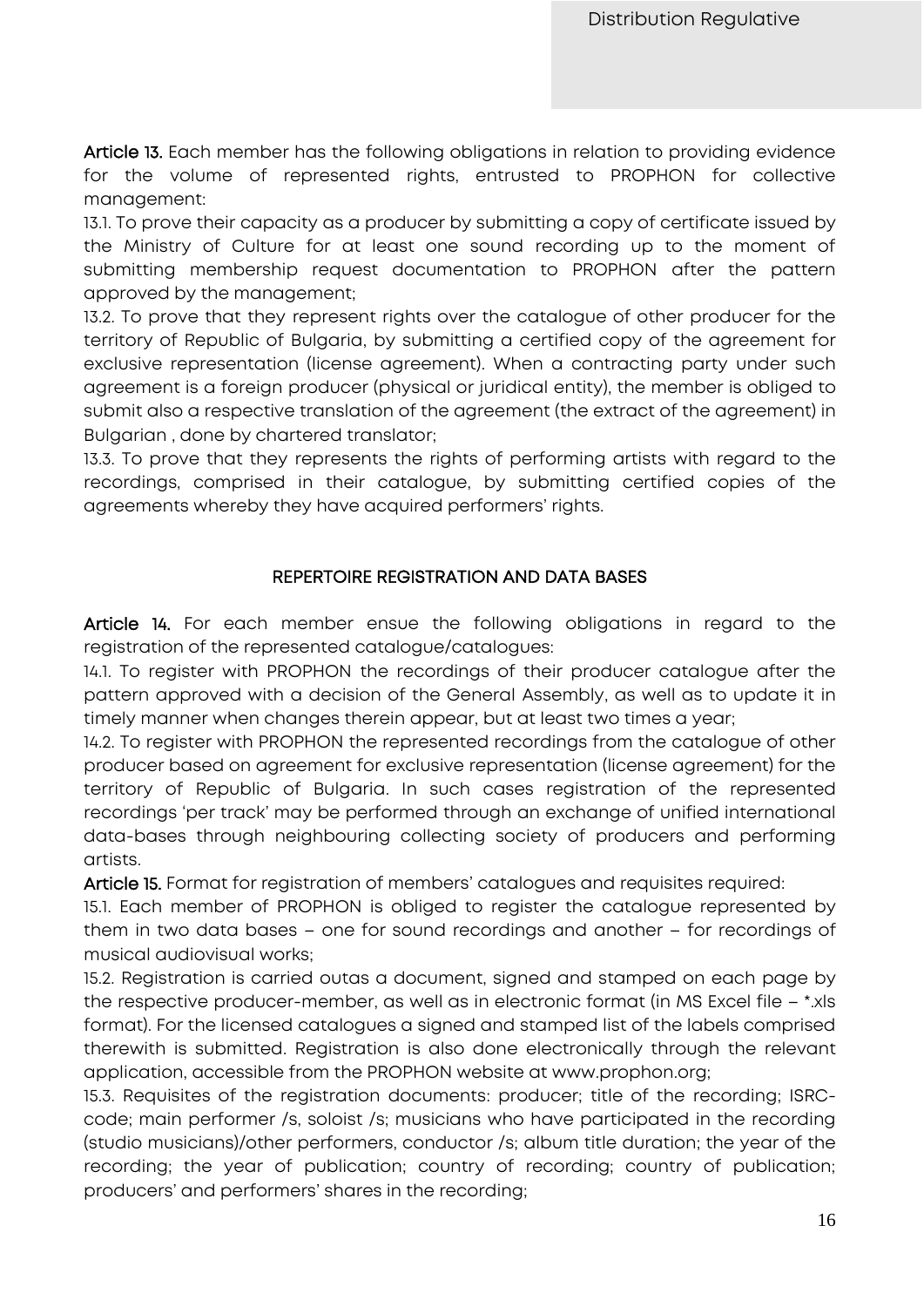**Article 13.** Each member has the following obligations in relation to providing evidence for the volume of represented rights, entrusted to PROPHON for collective management:

13.1. To prove their capacity as a producer by submitting a copy of certificate issued by the Ministry of Culture for at least one sound recording up to the moment of submitting membership request documentation to PROPHON after the pattern approved by the management;

13.2. To prove that they represent rights over the catalogue of other producer for the territory of Republic of Bulgaria, by submitting a certified copy of the agreement for exclusive representation (license agreement). When a contracting party under such agreement is a foreign producer (physical or juridical entity), the member is obliged to submit also a respective translation of the agreement (the extract of the agreement) in Bulgarian , done by chartered translator;

13.3. To prove that they represents the rights of performing artists with regard to the recordings, comprised in their catalogue, by submitting certified copies of the agreements whereby they have acquired performers' rights.

## REPERTOIRE REGISTRATION AND DATA BASES

**Article 14.** For each member ensue the following obligations in regard to the registration of the represented catalogue/catalogues:

14.1. To register with PROPHON the recordings of their producer catalogue after the pattern approved with a decision of the General Assembly, as well as to update it in timely manner when changes therein appear, but at least two times a year;

14.2. To register with PROPHON the represented recordings from the catalogue of other producer based on agreement for exclusive representation (license agreement) for the territory of Republic of Bulgaria. In such cases registration of the represented recordings 'per track' may be performed through an exchange of unified international data-bases through neighbouring collecting society of producers and performing artists.

**Article 15.** Format for registration of members' catalogues and requisites required:

15.1. Each member of PROPHON is obliged to register the catalogue represented by them in two data bases – one for sound recordings and another – for recordings of musical audiovisual works;

15.2. Registration is carried outas a document, signed and stamped on each page by the respective producer-member, as well as in electronic format (in MS Excel file – *.xls format). For the licensed catalogues a signed and stamped list of the labels comprised therewith is submitted. Registration is also done electronically through the relevant application, accessible from the PROPHON website at www.prophon.org;

15.3. Requisites of the registration documents: producer; title of the recording; ISRC-code; main performer /s, soloist /s; musicians who have participated in the recording (studio musicians)/other performers, conductor /s; album title duration; the year of the recording; the year of publication; country of recording; country of publication; producers' and performers' shares in the recording;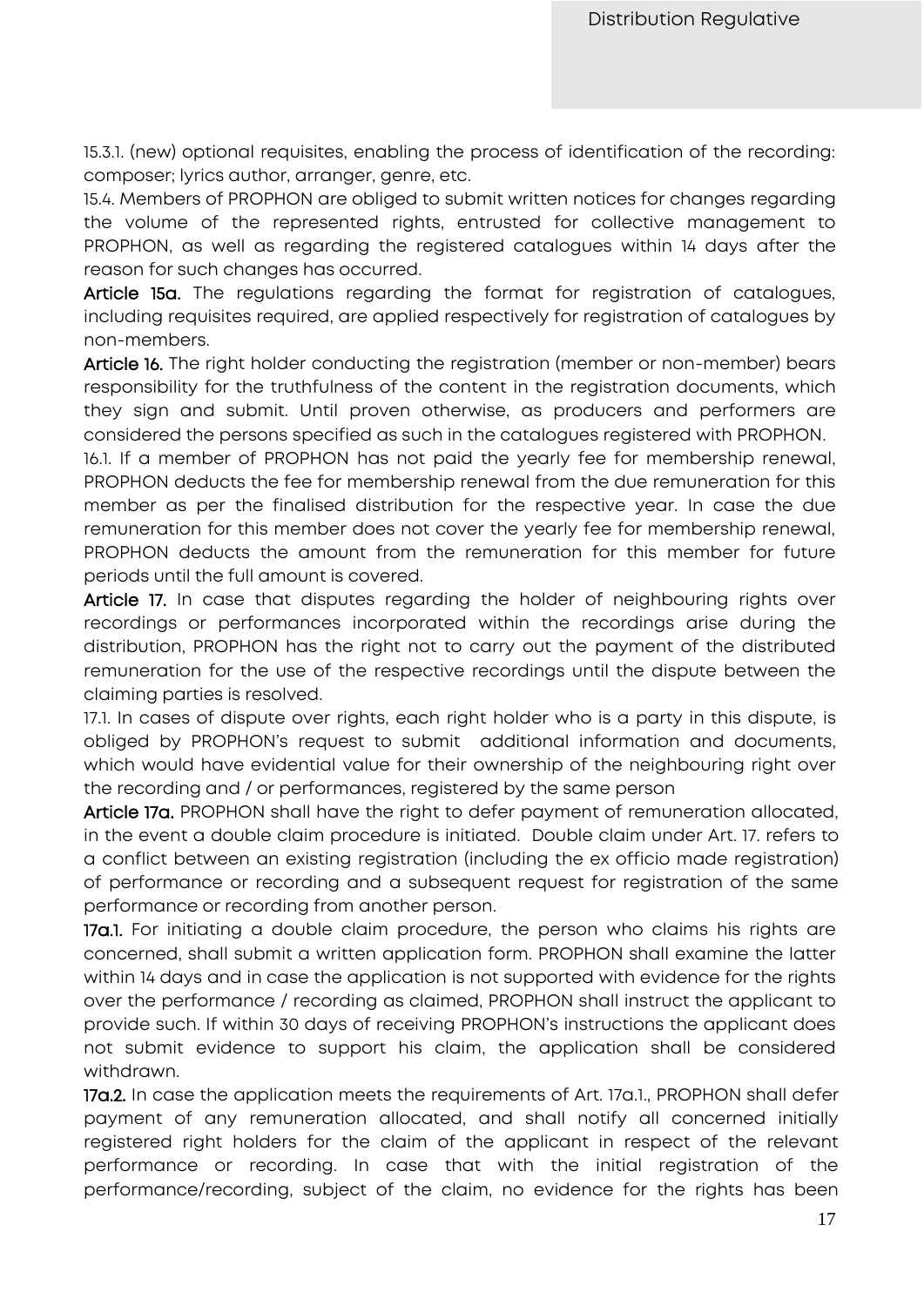15.3.1. (new) optional requisites, enabling the process of identification of the recording: composer; lyrics author, arranger, genre, etc.

15.4. Members of PROPHON are obliged to submit written notices for changes regarding the volume of the represented rights, entrusted for collective management to PROPHON, as well as regarding the registered catalogues within 14 days after the reason for such changes has occurred.

**Article 15a.** The regulations regarding the format for registration of catalogues, including requisites required, are applied respectively for registration of catalogues by non-members.

**Article 16.** The right holder conducting the registration (member or non-member) bears responsibility for the truthfulness of the content in the registration documents, which they sign and submit. Until proven otherwise, as producers and performers are considered the persons specified as such in the catalogues registered with PROPHON.

16.1. If a member of PROPHON has not paid the yearly fee for membership renewal, PROPHON deducts the fee for membership renewal from the due remuneration for this member as per the finalised distribution for the respective year. In case the due remuneration for this member does not cover the yearly fee for membership renewal, PROPHON deducts the amount from the remuneration for this member for future periods until the full amount is covered.

**Article 17.** In case that disputes regarding the holder of neighbouring rights over recordings or performances incorporated within the recordings arise during the distribution, PROPHON has the right not to carry out the payment of the distributed remuneration for the use of the respective recordings until the dispute between the claiming parties is resolved.

17.1. In cases of dispute over rights, each right holder who is a party in this dispute, is obliged by PROPHON's request to submit additional information and documents, which would have evidential value for their ownership of the neighbouring right over the recording and / or performances, registered by the same person

**Article 17a.** PROPHON shall have the right to defer payment of remuneration allocated, in the event a double claim procedure is initiated. Double claim under Art. 17. refers to a conflict between an existing registration (including the ex officio made registration) of performance or recording and a subsequent request for registration of the same performance or recording from another person.

**17a.1.** For initiating a double claim procedure, the person who claims his rights are concerned, shall submit a written application form. PROPHON shall examine the latter within 14 days and in case the application is not supported with evidence for the rights over the performance / recording as claimed, PROPHON shall instruct the applicant to provide such. If within 30 days of receiving PROPHON's instructions the applicant does not submit evidence to support his claim, the application shall be considered withdrawn.

**17a.2.** In case the application meets the requirements of Art. 17a.1., PROPHON shall defer payment of any remuneration allocated, and shall notify all concerned initially registered right holders for the claim of the applicant in respect of the relevant performance or recording. In case that with the initial registration of the performance/recording, subject of the claim, no evidence for the rights has been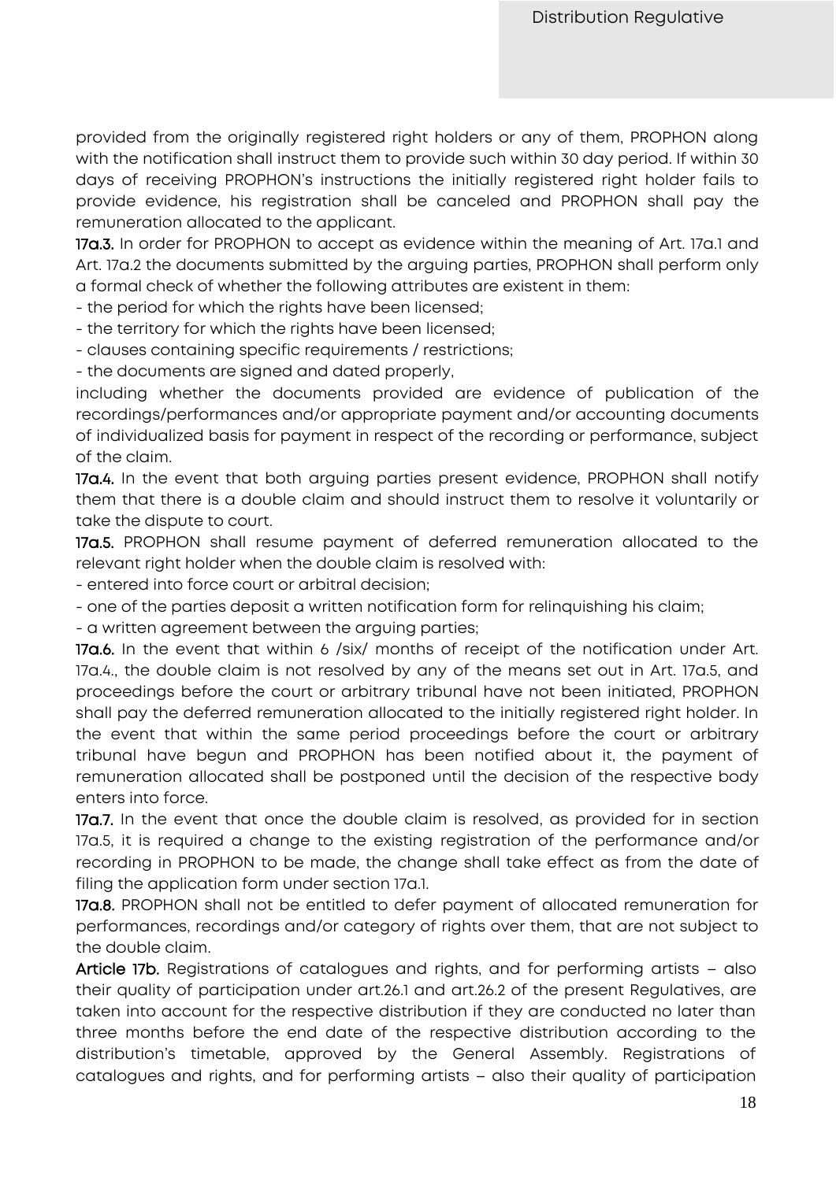provided from the originally registered right holders or any of them, PROPHON along with the notification shall instruct them to provide such within 30 day period. If within 30 days of receiving PROPHON's instructions the initially registered right holder fails to provide evidence, his registration shall be canceled and PROPHON shall pay the remuneration allocated to the applicant.

**17a.3.** In order for PROPHON to accept as evidence within the meaning of Art. 17a.1 and Art. 17a.2 the documents submitted by the arguing parties, PROPHON shall perform only a formal check of whether the following attributes are existent in them:

- the period for which the rights have been licensed;
- the territory for which the rights have been licensed;
- clauses containing specific requirements / restrictions;
- the documents are signed and dated properly,

including whether the documents provided are evidence of publication of the recordings/performances and/or appropriate payment and/or accounting documents of individualized basis for payment in respect of the recording or performance, subject of the claim.

**17a.4.** In the event that both arguing parties present evidence, PROPHON shall notify them that there is a double claim and should instruct them to resolve it voluntarily or take the dispute to court.

**17a.5.** PROPHON shall resume payment of deferred remuneration allocated to the relevant right holder when the double claim is resolved with:

- entered into force court or arbitral decision;
- one of the parties deposit a written notification form for relinquishing his claim;
- a written agreement between the arguing parties;

**17a.6.** In the event that within 6 /six/ months of receipt of the notification under Art. 17a.4., the double claim is not resolved by any of the means set out in Art. 17a.5, and proceedings before the court or arbitrary tribunal have not been initiated, PROPHON shall pay the deferred remuneration allocated to the initially registered right holder. In the event that within the same period proceedings before the court or arbitrary tribunal have begun and PROPHON has been notified about it, the payment of remuneration allocated shall be postponed until the decision of the respective body enters into force.

**17a.7.** In the event that once the double claim is resolved, as provided for in section 17a.5, it is required a change to the existing registration of the performance and/or recording in PROPHON to be made, the change shall take effect as from the date of filing the application form under section 17a.1.

**17a.8.** PROPHON shall not be entitled to defer payment of allocated remuneration for performances, recordings and/or category of rights over them, that are not subject to the double claim.

**Article 17b.** Registrations of catalogues and rights, and for performing artists – also their quality of participation under art.26.1 and art.26.2 of the present Regulatives, are taken into account for the respective distribution if they are conducted no later than three months before the end date of the respective distribution according to the distribution's timetable, approved by the General Assembly. Registrations of catalogues and rights, and for performing artists – also their quality of participation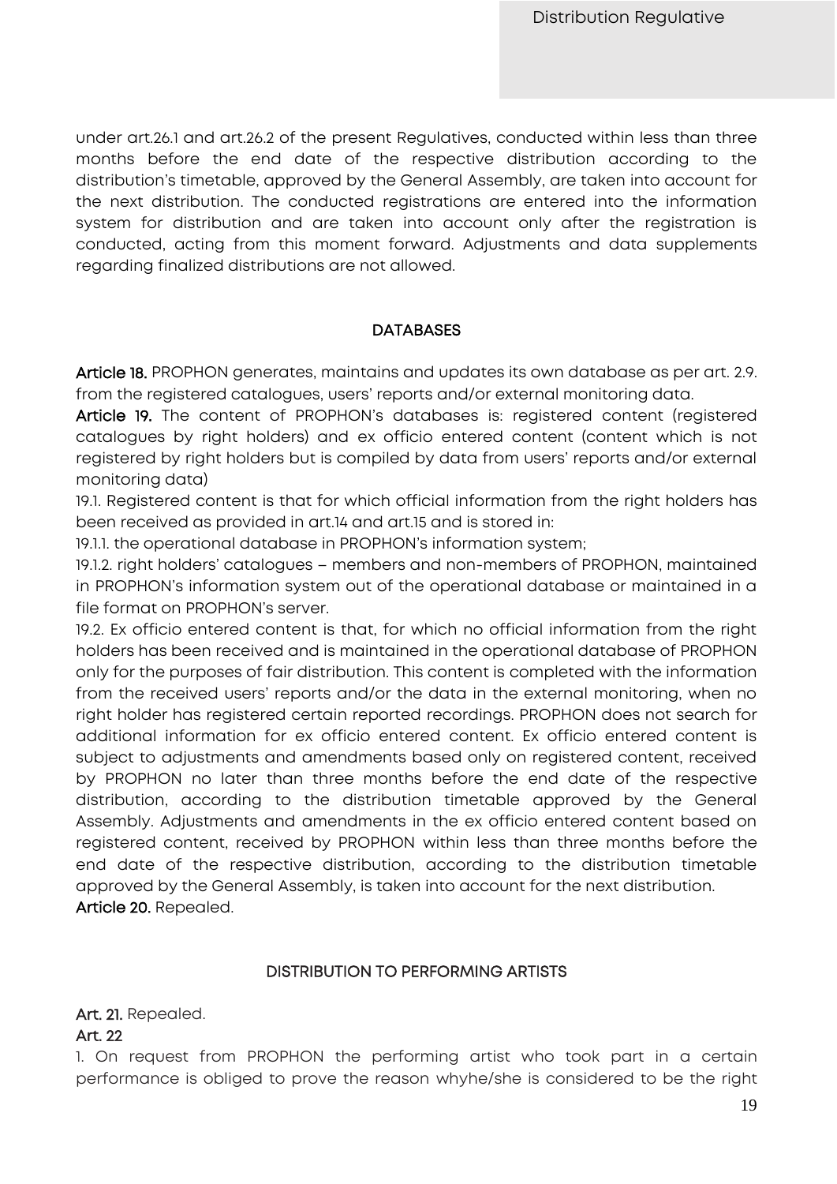under art.26.1 and art.26.2 of the present Regulatives, conducted within less than three months before the end date of the respective distribution according to the distribution's timetable, approved by the General Assembly, are taken into account for the next distribution. The conducted registrations are entered into the information system for distribution and are taken into account only after the registration is conducted, acting from this moment forward. Adjustments and data supplements regarding finalized distributions are not allowed.

## DATABASES

**Article 18.** PROPHON generates, maintains and updates its own database as per art. 2.9. from the registered catalogues, users' reports and/or external monitoring data.

**Article 19.** The content of PROPHON's databases is: registered content (registered catalogues by right holders) and ex officio entered content (content which is not registered by right holders but is compiled by data from users' reports and/or external monitoring data)

19.1. Registered content is that for which official information from the right holders has been received as provided in art.14 and art.15 and is stored in:

19.1.1. the operational database in PROPHON's information system;

19.1.2. right holders' catalogues – members and non-members of PROPHON, maintained in PROPHON's information system out of the operational database or maintained in a file format on PROPHON's server.

19.2. Ex officio entered content is that, for which no official information from the right holders has been received and is maintained in the operational database of PROPHON only for the purposes of fair distribution. This content is completed with the information from the received users' reports and/or the data in the external monitoring, when no right holder has registered certain reported recordings. PROPHON does not search for additional information for ex officio entered content. Ex officio entered content is subject to adjustments and amendments based only on registered content, received by PROPHON no later than three months before the end date of the respective distribution, according to the distribution timetable approved by the General Assembly. Adjustments and amendments in the ex officio entered content based on registered content, received by PROPHON within less than three months before the end date of the respective distribution, according to the distribution timetable approved by the General Assembly, is taken into account for the next distribution.

**Article 20.** Repealed.

## DISTRIBUTION TO PERFORMING ARTISTS

**Art. 21.** Repealed.

**Art. 22**

1. On request from PROPHON the performing artist who took part in a certain performance is obliged to prove the reason whyhe/she is considered to be the right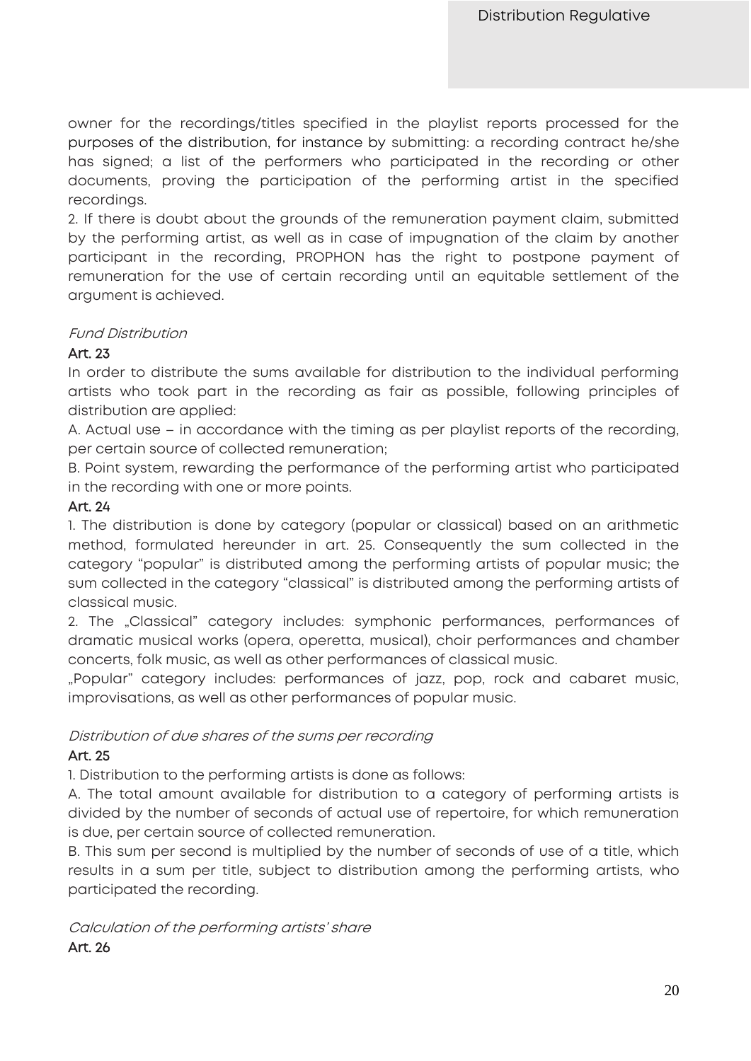owner for the recordings/titles specified in the playlist reports processed for the purposes of the distribution, for instance by submitting: a recording contract he/she has signed; a list of the performers who participated in the recording or other documents, proving the participation of the performing artist in the specified recordings.

2. If there is doubt about the grounds of the remuneration payment claim, submitted by the performing artist, as well as in case of impugnation of the claim by another participant in the recording, PROPHON has the right to postpone payment of remuneration for the use of certain recording until an equitable settlement of the argument is achieved.

*Fund Distribution*

**Art. 23**

In order to distribute the sums available for distribution to the individual performing artists who took part in the recording as fair as possible, following principles of distribution are applied:

A. Actual use – in accordance with the timing as per playlist reports of the recording, per certain source of collected remuneration;

B. Point system, rewarding the performance of the performing artist who participated in the recording with one or more points.

**Art. 24**

1. The distribution is done by category (popular or classical) based on an arithmetic method, formulated hereunder in art. 25. Consequently the sum collected in the category "popular" is distributed among the performing artists of popular music; the sum collected in the category "classical" is distributed among the performing artists of classical music.

2. The „Classical" category includes: symphonic performances, performances of dramatic musical works (opera, operetta, musical), choir performances and chamber concerts, folk music, as well as other performances of classical music.

„Popular" category includes: performances of jazz, pop, rock and cabaret music, improvisations, as well as other performances of popular music.

*Distribution of due shares of the sums per recording*

**Art. 25**

1. Distribution to the performing artists is done as follows:

A. The total amount available for distribution to a category of performing artists is divided by the number of seconds of actual use of repertoire, for which remuneration is due, per certain source of collected remuneration.

B. This sum per second is multiplied by the number of seconds of use of a title, which results in a sum per title, subject to distribution among the performing artists, who participated the recording.

*Calculation of the performing artists' share*

**Art. 26**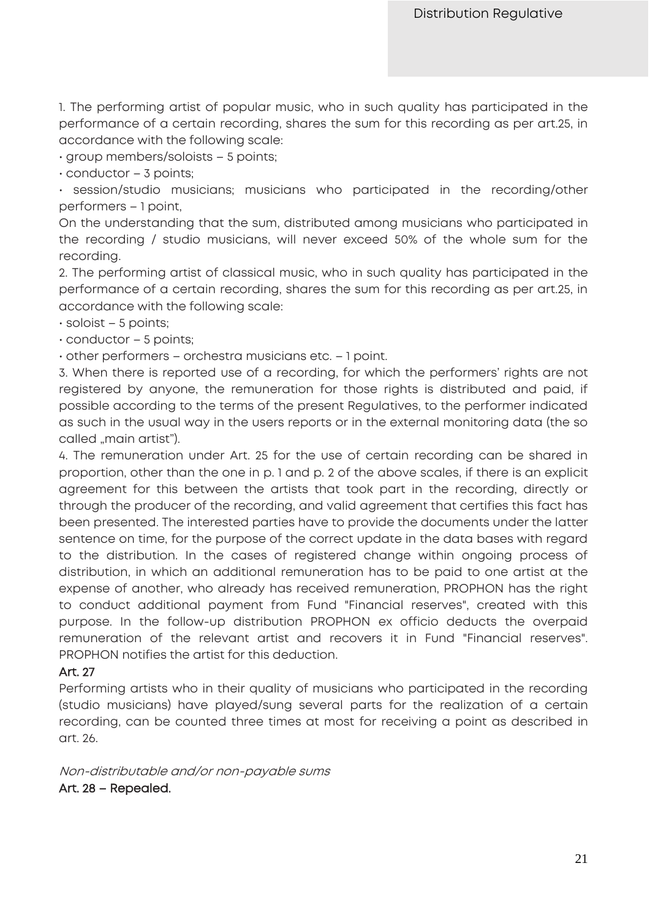1. The performing artist of popular music, who in such quality has participated in the performance of a certain recording, shares the sum for this recording as per art.25, in accordance with the following scale:

• group members/soloists – 5 points;

• conductor – 3 points;

• session/studio musicians; musicians who participated in the recording/other performers – 1 point,

On the understanding that the sum, distributed among musicians who participated in the recording / studio musicians, will never exceed 50% of the whole sum for the recording.

2. The performing artist of classical music, who in such quality has participated in the performance of a certain recording, shares the sum for this recording as per art.25, in accordance with the following scale:

• soloist – 5 points;

• conductor – 5 points;

• other performers – orchestra musicians etc. – 1 point.

3. When there is reported use of a recording, for which the performers' rights are not registered by anyone, the remuneration for those rights is distributed and paid, if possible according to the terms of the present Regulatives, to the performer indicated as such in the usual way in the users reports or in the external monitoring data (the so called „main artist").

4. The remuneration under Art. 25 for the use of certain recording can be shared in proportion, other than the one in p. 1 and p. 2 of the above scales, if there is an explicit agreement for this between the artists that took part in the recording, directly or through the producer of the recording, and valid agreement that certifies this fact has been presented. The interested parties have to provide the documents under the latter sentence on time, for the purpose of the correct update in the data bases with regard to the distribution. In the cases of registered change within ongoing process of distribution, in which an additional remuneration has to be paid to one artist at the expense of another, who already has received remuneration, PROPHON has the right to conduct additional payment from Fund "Financial reserves", created with this purpose. In the follow-up distribution PROPHON ex officio deducts the overpaid remuneration of the relevant artist and recovers it in Fund "Financial reserves". PROPHON notifies the artist for this deduction.

**Art. 27**

Performing artists who in their quality of musicians who participated in the recording (studio musicians) have played/sung several parts for the realization of a certain recording, can be counted three times at most for receiving a point as described in art. 26.

*Non-distributable and/or non-payable sums*

**Art. 28 – Repealed.**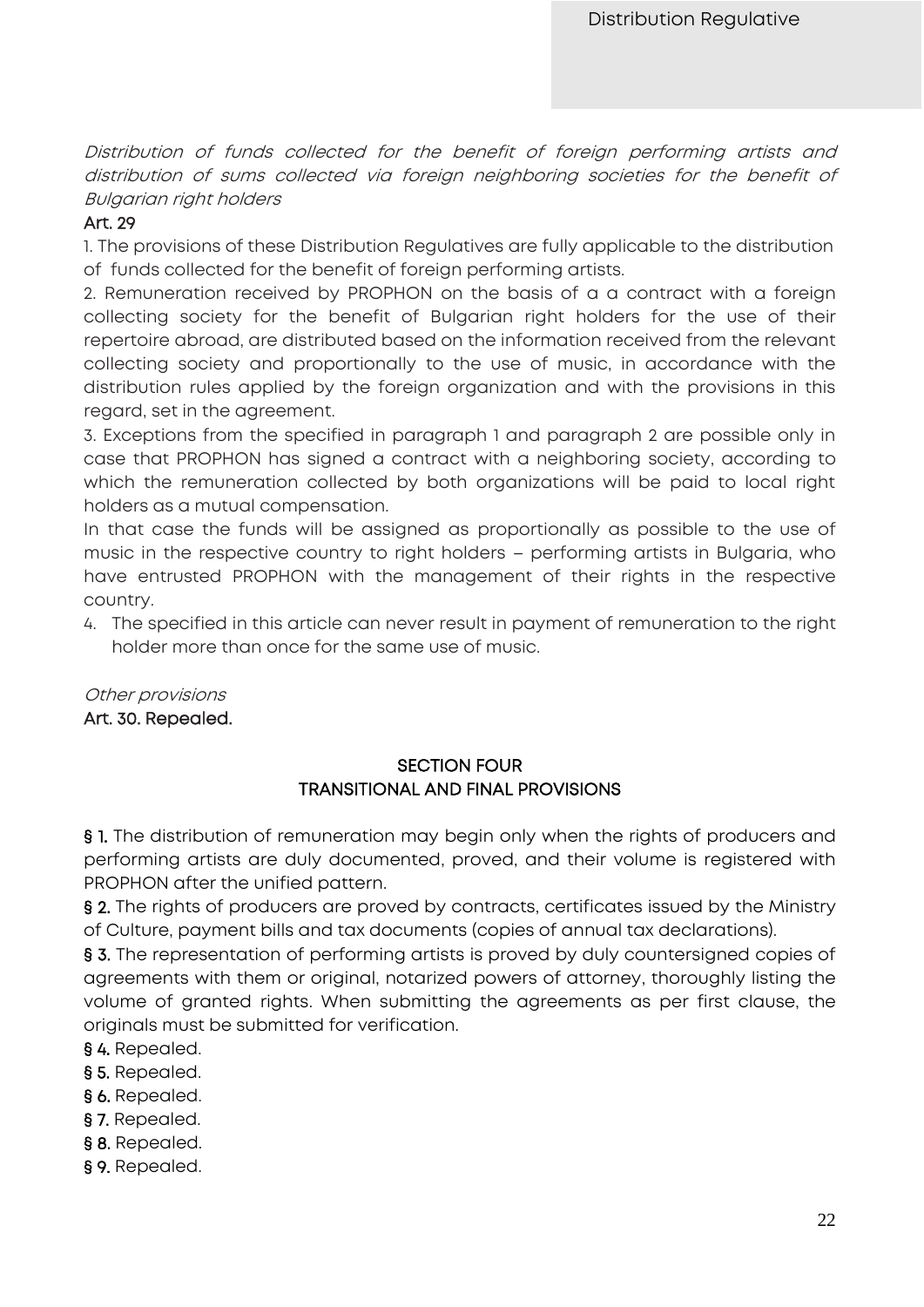*Distribution of funds collected for the benefit of foreign performing artists and distribution of sums collected via foreign neighboring societies for the benefit of Bulgarian right holders*

**Art. 29**

1. The provisions of these Distribution Regulatives are fully applicable to the distribution of funds collected for the benefit of foreign performing artists.
2. Remuneration received by PROPHON on the basis of a a contract with a foreign collecting society for the benefit of Bulgarian right holders for the use of their repertoire abroad, are distributed based on the information received from the relevant collecting society and proportionally to the use of music, in accordance with the distribution rules applied by the foreign organization and with the provisions in this regard, set in the agreement.
3. Exceptions from the specified in paragraph 1 and paragraph 2 are possible only in case that PROPHON has signed a contract with a neighboring society, according to which the remuneration collected by both organizations will be paid to local right holders as a mutual compensation.

   In that case the funds will be assigned as proportionally as possible to the use of music in the respective country to right holders – performing artists in Bulgaria, who have entrusted PROPHON with the management of their rights in the respective country.
4. The specified in this article can never result in payment of remuneration to the right holder more than once for the same use of music.

*Other provisions*

**Art. 30. Repealed.**

## SECTION FOUR
## TRANSITIONAL AND FINAL PROVISIONS

**§ 1.** The distribution of remuneration may begin only when the rights of producers and performing artists are duly documented, proved, and their volume is registered with PROPHON after the unified pattern.

**§ 2.** The rights of producers are proved by contracts, certificates issued by the Ministry of Culture, payment bills and tax documents (copies of annual tax declarations).

**§ 3.** The representation of performing artists is proved by duly countersigned copies of agreements with them or original, notarized powers of attorney, thoroughly listing the volume of granted rights. When submitting the agreements as per first clause, the originals must be submitted for verification.

**§ 4.** Repealed.

**§ 5.** Repealed.

**§ 6.** Repealed.

**§ 7.** Repealed.

**§ 8.** Repealed.

**§ 9.** Repealed.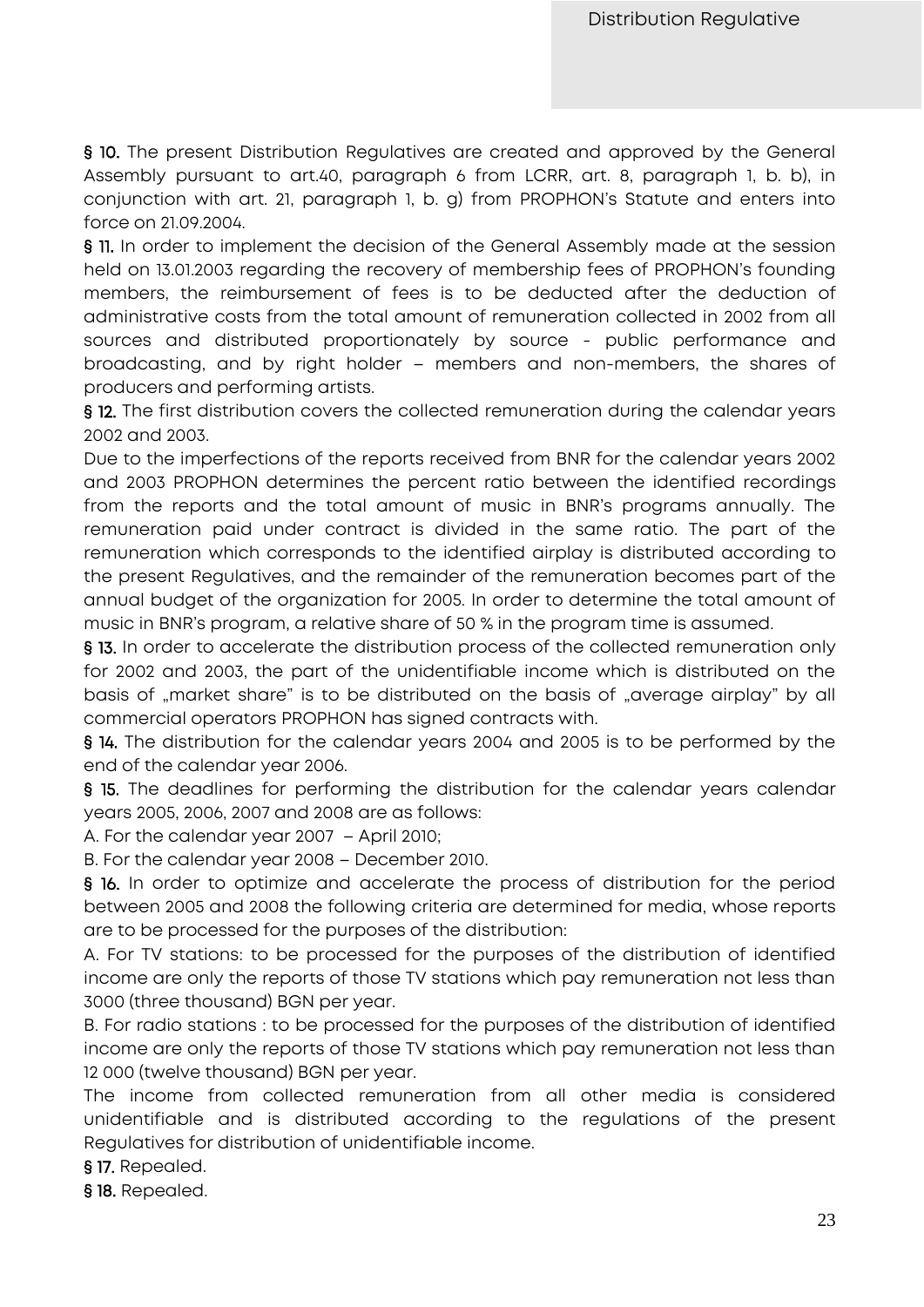**§ 10.** The present Distribution Regulatives are created and approved by the General Assembly pursuant to art.40, paragraph 6 from LCRR, art. 8, paragraph 1, b. b), in conjunction with art. 21, paragraph 1, b. g) from PROPHON's Statute and enters into force on 21.09.2004.

**§ 11.** In order to implement the decision of the General Assembly made at the session held on 13.01.2003 regarding the recovery of membership fees of PROPHON's founding members, the reimbursement of fees is to be deducted after the deduction of administrative costs from the total amount of remuneration collected in 2002 from all sources and distributed proportionately by source - public performance and broadcasting, and by right holder – members and non-members, the shares of producers and performing artists.

**§ 12.** The first distribution covers the collected remuneration during the calendar years 2002 and 2003.

Due to the imperfections of the reports received from BNR for the calendar years 2002 and 2003 PROPHON determines the percent ratio between the identified recordings from the reports and the total amount of music in BNR's programs annually. The remuneration paid under contract is divided in the same ratio. The part of the remuneration which corresponds to the identified airplay is distributed according to the present Regulatives, and the remainder of the remuneration becomes part of the annual budget of the organization for 2005. In order to determine the total amount of music in BNR's program, a relative share of 50 % in the program time is assumed.

**§ 13.** In order to accelerate the distribution process of the collected remuneration only for 2002 and 2003, the part of the unidentifiable income which is distributed on the basis of „market share" is to be distributed on the basis of „average airplay" by all commercial operators PROPHON has signed contracts with.

**§ 14.** The distribution for the calendar years 2004 and 2005 is to be performed by the end of the calendar year 2006.

**§ 15.** The deadlines for performing the distribution for the calendar years calendar years 2005, 2006, 2007 and 2008 are as follows:

A. For the calendar year 2007 – April 2010;

B. For the calendar year 2008 – December 2010.

**§ 16.** In order to optimize and accelerate the process of distribution for the period between 2005 and 2008 the following criteria are determined for media, whose reports are to be processed for the purposes of the distribution:

A. For TV stations: to be processed for the purposes of the distribution of identified income are only the reports of those TV stations which pay remuneration not less than 3000 (three thousand) BGN per year.

B. For radio stations : to be processed for the purposes of the distribution of identified income are only the reports of those TV stations which pay remuneration not less than 12 000 (twelve thousand) BGN per year.

The income from collected remuneration from all other media is considered unidentifiable and is distributed according to the regulations of the present Regulatives for distribution of unidentifiable income.

**§ 17.** Repealed.

**§ 18.** Repealed.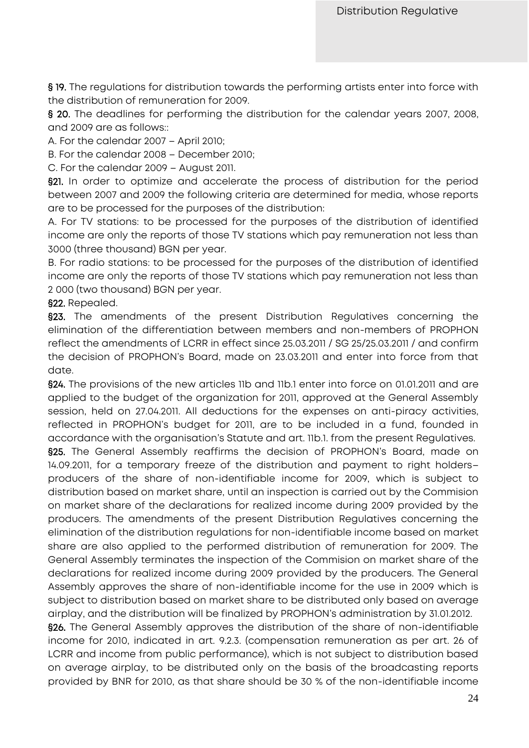**§ 19.** The regulations for distribution towards the performing artists enter into force with the distribution of remuneration for 2009.

**§ 20.** The deadlines for performing the distribution for the calendar years 2007, 2008, and 2009 are as follows::

A. For the calendar 2007 – April 2010;

B. For the calendar 2008 – December 2010;

C. For the calendar 2009 – August 2011.

**§21.** In order to optimize and accelerate the process of distribution for the period between 2007 and 2009 the following criteria are determined for media, whose reports are to be processed for the purposes of the distribution:

A. For TV stations: to be processed for the purposes of the distribution of identified income are only the reports of those TV stations which pay remuneration not less than 3000 (three thousand) BGN per year.

B. For radio stations: to be processed for the purposes of the distribution of identified income are only the reports of those TV stations which pay remuneration not less than 2 000 (two thousand) BGN per year.

**§22.** Repealed.

**§23.** The amendments of the present Distribution Regulatives concerning the elimination of the differentiation between members and non-members of PROPHON reflect the amendments of LCRR in effect since 25.03.2011 / SG 25/25.03.2011 / and confirm the decision of PROPHON's Board, made on 23.03.2011 and enter into force from that date.

**§24.** The provisions of the new articles 11b and 11b.1 enter into force on 01.01.2011 and are applied to the budget of the organization for 2011, approved at the General Assembly session, held on 27.04.2011. All deductions for the expenses on anti-piracy activities, reflected in PROPHON's budget for 2011, are to be included in a fund, founded in accordance with the organisation's Statute and art. 11b.1. from the present Regulatives.

**§25.** The General Assembly reaffirms the decision of PROPHON's Board, made on 14.09.2011, for a temporary freeze of the distribution and payment to right holders– producers of the share of non-identifiable income for 2009, which is subject to distribution based on market share, until an inspection is carried out by the Commision on market share of the declarations for realized income during 2009 provided by the producers. The amendments of the present Distribution Regulatives concerning the elimination of the distribution regulations for non-identifiable income based on market share are also applied to the performed distribution of remuneration for 2009. The General Assembly terminates the inspection of the Commision on market share of the declarations for realized income during 2009 provided by the producers. The General Assembly approves the share of non-identifiable income for the use in 2009 which is subject to distribution based on market share to be distributed only based on average airplay, and the distribution will be finalized by PROPHON's administration by 31.01.2012.

**§26.** The General Assembly approves the distribution of the share of non-identifiable income for 2010, indicated in art. 9.2.3. (compensation remuneration as per art. 26 of LCRR and income from public performance), which is not subject to distribution based on average airplay, to be distributed only on the basis of the broadcasting reports provided by BNR for 2010, as that share should be 30 % of the non-identifiable income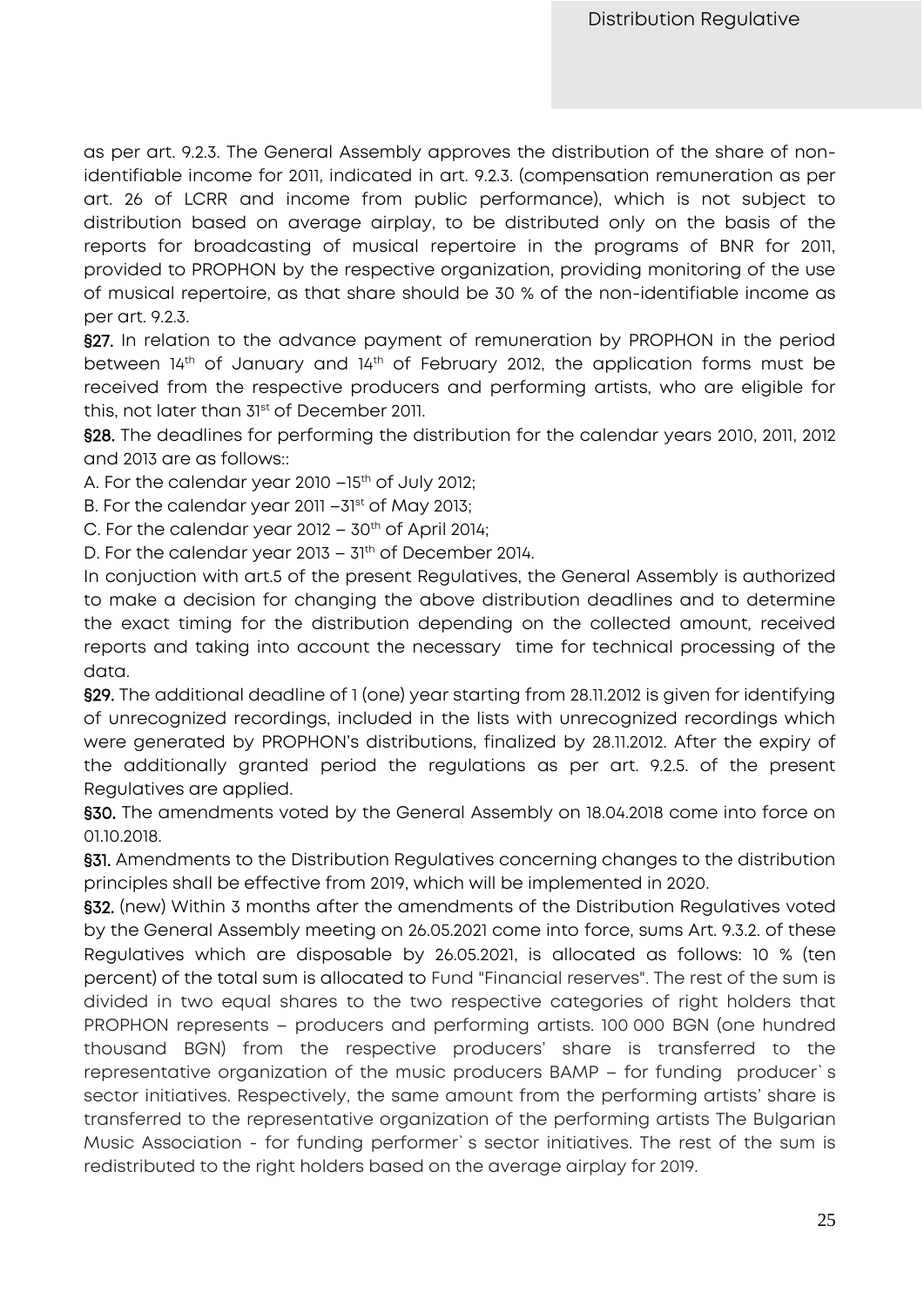as per art. 9.2.3. The General Assembly approves the distribution of the share of non-identifiable income for 2011, indicated in art. 9.2.3. (compensation remuneration as per art. 26 of LCRR and income from public performance), which is not subject to distribution based on average airplay, to be distributed only on the basis of the reports for broadcasting of musical repertoire in the programs of BNR for 2011, provided to PROPHON by the respective organization, providing monitoring of the use of musical repertoire, as that share should be 30 % of the non-identifiable income as per art. 9.2.3.

**§27.** In relation to the advance payment of remuneration by PROPHON in the period between 14th of January and 14th of February 2012, the application forms must be received from the respective producers and performing artists, who are eligible for this, not later than 31st of December 2011.

**§28.** The deadlines for performing the distribution for the calendar years 2010, 2011, 2012 and 2013 are as follows::

A. For the calendar year 2010 –15th of July 2012;
B. For the calendar year 2011 –31st of May 2013;
C. For the calendar year 2012 – 30th of April 2014;
D. For the calendar year 2013 – 31th of December 2014.

In conjuction with art.5 of the present Regulatives, the General Assembly is authorized to make a decision for changing the above distribution deadlines and to determine the exact timing for the distribution depending on the collected amount, received reports and taking into account the necessary time for technical processing of the data.

**§29.** The additional deadline of 1 (one) year starting from 28.11.2012 is given for identifying of unrecognized recordings, included in the lists with unrecognized recordings which were generated by PROPHON's distributions, finalized by 28.11.2012. After the expiry of the additionally granted period the regulations as per art. 9.2.5. of the present Regulatives are applied.

**§30.** The amendments voted by the General Assembly on 18.04.2018 come into force on 01.10.2018.

**§31.** Amendments to the Distribution Regulatives concerning changes to the distribution principles shall be effective from 2019, which will be implemented in 2020.

**§32.** (new) Within 3 months after the amendments of the Distribution Regulatives voted by the General Assembly meeting on 26.05.2021 come into force, sums Art. 9.3.2. of these Regulatives which are disposable by 26.05.2021, is allocated as follows: 10 % (ten percent) of the total sum is allocated to Fund "Financial reserves". The rest of the sum is divided in two equal shares to the two respective categories of right holders that PROPHON represents – producers and performing artists. 100 000 BGN (one hundred thousand BGN) from the respective producers' share is transferred to the representative organization of the music producers BAMP – for funding producer`s sector initiatives. Respectively, the same amount from the performing artists' share is transferred to the representative organization of the performing artists The Bulgarian Music Association - for funding performer`s sector initiatives. The rest of the sum is redistributed to the right holders based on the average airplay for 2019.